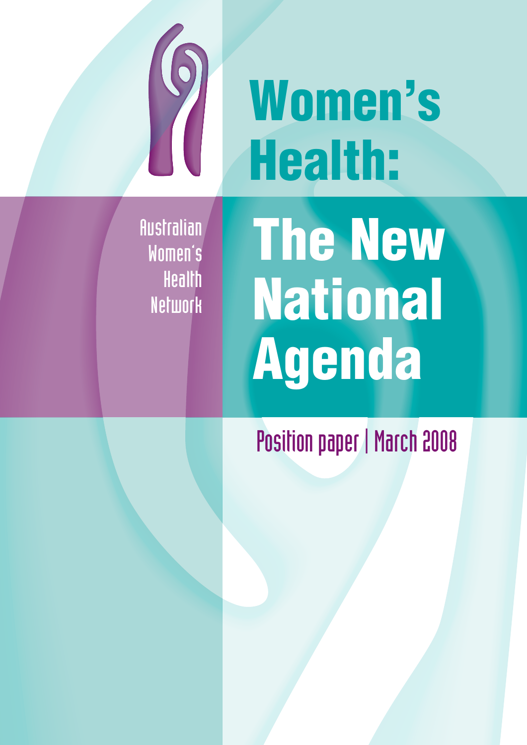# Women's Health: The New National Agenda

Australian Women's Health Network

Position paper | March 2008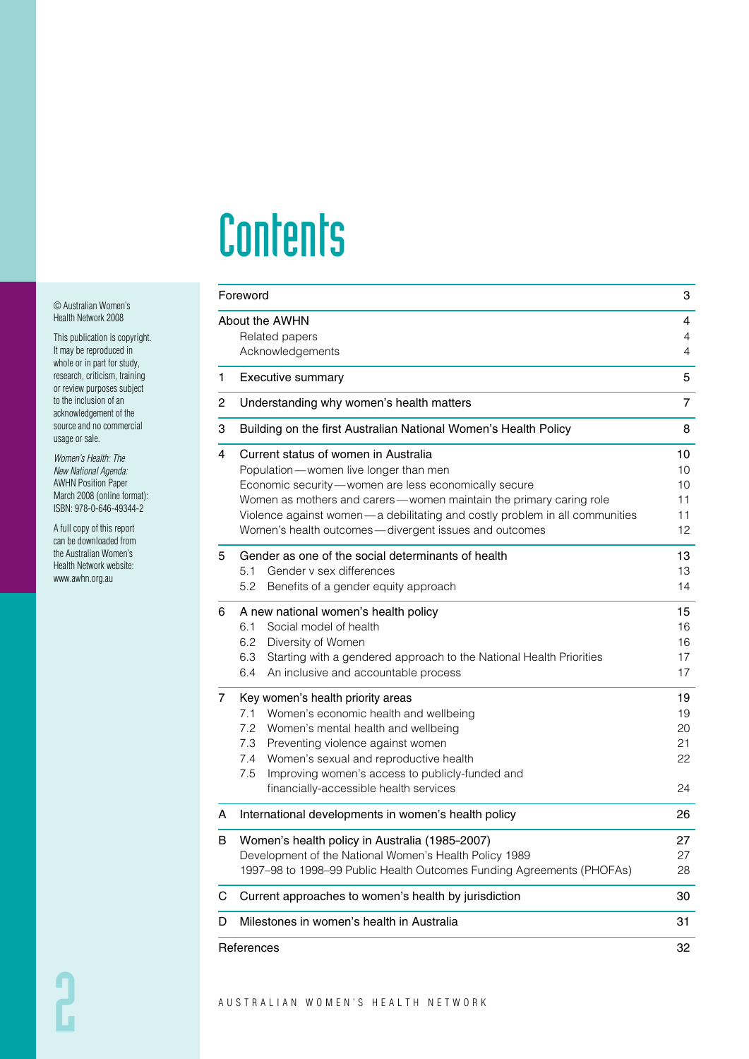© Australian Women's Health Network 2008

This publication is copyright. It may be reproduced in whole or in part for study, research, criticism, training or review purposes subject to the inclusion of an acknowledgement of the source and no commercial usage or sale.

*Women's Health: The New National Agenda:* AWHN Position Paper March 2008 (online format): ISBN: 978-0-646-49344-2

A full copy of this report can be downloaded from the Australian Women's Health Network website: www.awhn.org.au

# Contents

| | | |
|---|---|---|
| | Foreword | 3 |
| | About the AWHN | 4 |
| | Related papers | 4 |
| | Acknowledgements | 4 |
| 1 | Executive summary | 5 |
| 2 | Understanding why women's health matters | 7 |
| 3 | Building on the first Australian National Women's Health Policy | 8 |
| 4 | Current status of women in Australia | 10 |
| | Population—women live longer than men | 10 |
| | Economic security—women are less economically secure | 10 |
| | Women as mothers and carers—women maintain the primary caring role | 11 |
| | Violence against women—a debilitating and costly problem in all communities | 11 |
| | Women's health outcomes—divergent issues and outcomes | 12 |
| 5 | Gender as one of the social determinants of health | 13 |
| | 5.1 Gender v sex differences | 13 |
| | 5.2 Benefits of a gender equity approach | 14 |
| 6 | A new national women's health policy | 15 |
| | 6.1 Social model of health | 16 |
| | 6.2 Diversity of Women | 16 |
| | 6.3 Starting with a gendered approach to the National Health Priorities | 17 |
| | 6.4 An inclusive and accountable process | 17 |
| 7 | Key women's health priority areas | 19 |
| | 7.1 Women's economic health and wellbeing | 19 |
| | 7.2 Women's mental health and wellbeing | 20 |
| | 7.3 Preventing violence against women | 21 |
| | 7.4 Women's sexual and reproductive health | 22 |
| | 7.5 Improving women's access to publicly-funded and financially-accessible health services | 24 |
| A | International developments in women's health policy | 26 |
| B | Women's health policy in Australia (1985–2007) | 27 |
| | Development of the National Women's Health Policy 1989 | 27 |
| | 1997–98 to 1998–99 Public Health Outcomes Funding Agreements (PHOFAs) | 28 |
| C | Current approaches to women's health by jurisdiction | 30 |
| D | Milestones in women's health in Australia | 31 |
| | References | 32 |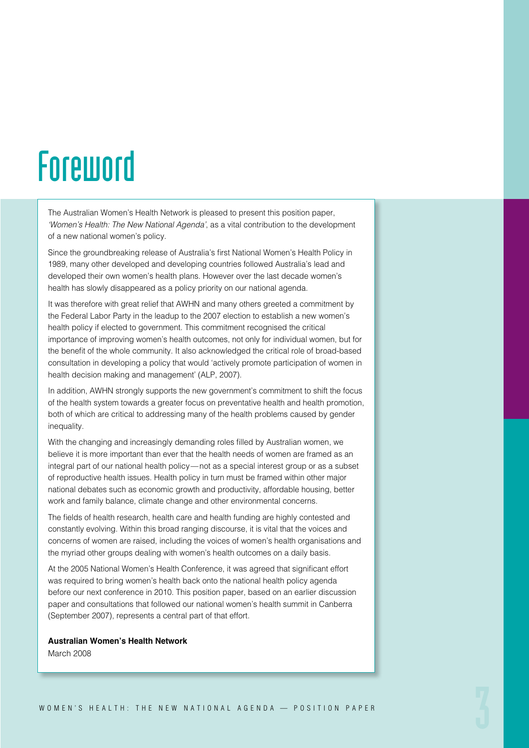# Foreword

The Australian Women's Health Network is pleased to present this position paper, *'Women's Health: The New National Agenda'*, as a vital contribution to the development of a new national women's policy.

Since the groundbreaking release of Australia's first National Women's Health Policy in 1989, many other developed and developing countries followed Australia's lead and developed their own women's health plans. However over the last decade women's health has slowly disappeared as a policy priority on our national agenda.

It was therefore with great relief that AWHN and many others greeted a commitment by the Federal Labor Party in the leadup to the 2007 election to establish a new women's health policy if elected to government. This commitment recognised the critical importance of improving women's health outcomes, not only for individual women, but for the benefit of the whole community. It also acknowledged the critical role of broad-based consultation in developing a policy that would 'actively promote participation of women in health decision making and management' (ALP, 2007).

In addition, AWHN strongly supports the new government's commitment to shift the focus of the health system towards a greater focus on preventative health and health promotion, both of which are critical to addressing many of the health problems caused by gender inequality.

With the changing and increasingly demanding roles filled by Australian women, we believe it is more important than ever that the health needs of women are framed as an integral part of our national health policy—not as a special interest group or as a subset of reproductive health issues. Health policy in turn must be framed within other major national debates such as economic growth and productivity, affordable housing, better work and family balance, climate change and other environmental concerns.

The fields of health research, health care and health funding are highly contested and constantly evolving. Within this broad ranging discourse, it is vital that the voices and concerns of women are raised, including the voices of women's health organisations and the myriad other groups dealing with women's health outcomes on a daily basis.

At the 2005 National Women's Health Conference, it was agreed that significant effort was required to bring women's health back onto the national health policy agenda before our next conference in 2010. This position paper, based on an earlier discussion paper and consultations that followed our national women's health summit in Canberra (September 2007), represents a central part of that effort.

**Australian Women's Health Network**
March 2008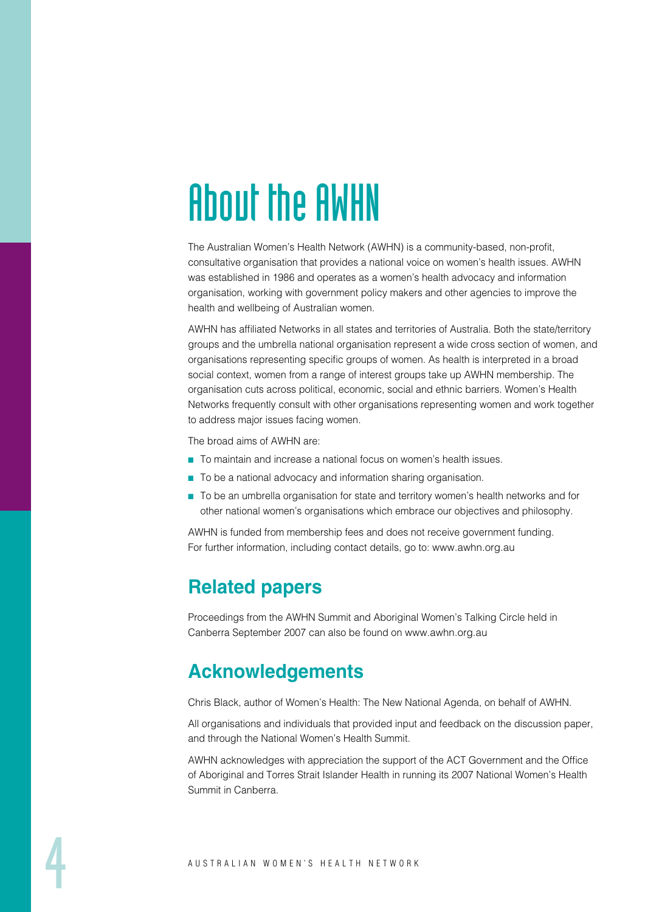# About the AWHN

The Australian Women's Health Network (AWHN) is a community-based, non-profit, consultative organisation that provides a national voice on women's health issues. AWHN was established in 1986 and operates as a women's health advocacy and information organisation, working with government policy makers and other agencies to improve the health and wellbeing of Australian women.

AWHN has affiliated Networks in all states and territories of Australia. Both the state/territory groups and the umbrella national organisation represent a wide cross section of women, and organisations representing specific groups of women. As health is interpreted in a broad social context, women from a range of interest groups take up AWHN membership. The organisation cuts across political, economic, social and ethnic barriers. Women's Health Networks frequently consult with other organisations representing women and work together to address major issues facing women.

The broad aims of AWHN are:

- To maintain and increase a national focus on women's health issues.
- To be a national advocacy and information sharing organisation.
- To be an umbrella organisation for state and territory women's health networks and for other national women's organisations which embrace our objectives and philosophy.

AWHN is funded from membership fees and does not receive government funding. For further information, including contact details, go to: www.awhn.org.au

## Related papers

Proceedings from the AWHN Summit and Aboriginal Women's Talking Circle held in Canberra September 2007 can also be found on www.awhn.org.au

## Acknowledgements

Chris Black, author of Women's Health: The New National Agenda, on behalf of AWHN.

All organisations and individuals that provided input and feedback on the discussion paper, and through the National Women's Health Summit.

AWHN acknowledges with appreciation the support of the ACT Government and the Office of Aboriginal and Torres Strait Islander Health in running its 2007 National Women's Health Summit in Canberra.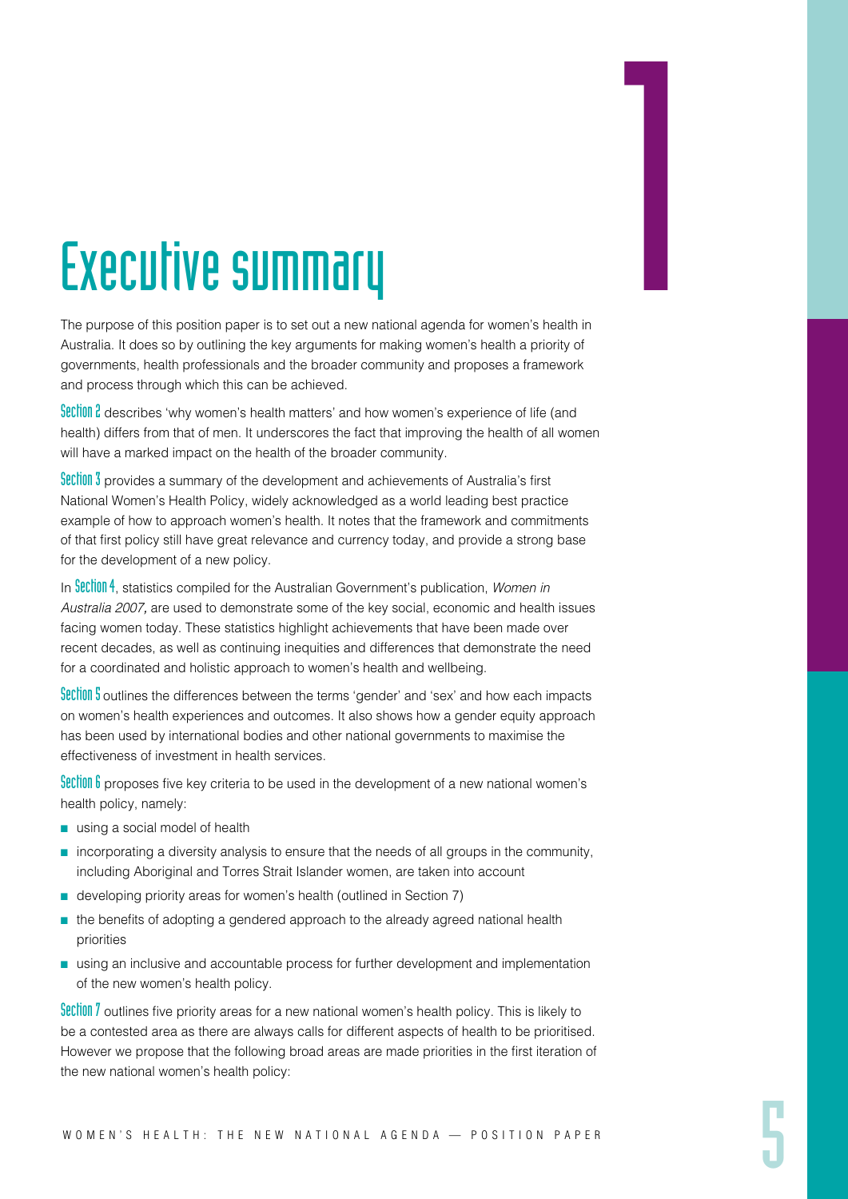# Executive summary

The purpose of this position paper is to set out a new national agenda for women's health in Australia. It does so by outlining the key arguments for making women's health a priority of governments, health professionals and the broader community and proposes a framework and process through which this can be achieved.

**Section 2** describes 'why women's health matters' and how women's experience of life (and health) differs from that of men. It underscores the fact that improving the health of all women will have a marked impact on the health of the broader community.

**Section 3** provides a summary of the development and achievements of Australia's first National Women's Health Policy, widely acknowledged as a world leading best practice example of how to approach women's health. It notes that the framework and commitments of that first policy still have great relevance and currency today, and provide a strong base for the development of a new policy.

In **Section 4**, statistics compiled for the Australian Government's publication, *Women in Australia 2007,* are used to demonstrate some of the key social, economic and health issues facing women today. These statistics highlight achievements that have been made over recent decades, as well as continuing inequities and differences that demonstrate the need for a coordinated and holistic approach to women's health and wellbeing.

**Section 5** outlines the differences between the terms 'gender' and 'sex' and how each impacts on women's health experiences and outcomes. It also shows how a gender equity approach has been used by international bodies and other national governments to maximise the effectiveness of investment in health services.

**Section 6** proposes five key criteria to be used in the development of a new national women's health policy, namely:

- using a social model of health
- incorporating a diversity analysis to ensure that the needs of all groups in the community, including Aboriginal and Torres Strait Islander women, are taken into account
- developing priority areas for women's health (outlined in Section 7)
- the benefits of adopting a gendered approach to the already agreed national health priorities
- using an inclusive and accountable process for further development and implementation of the new women's health policy.

**Section 7** outlines five priority areas for a new national women's health policy. This is likely to be a contested area as there are always calls for different aspects of health to be prioritised. However we propose that the following broad areas are made priorities in the first iteration of the new national women's health policy: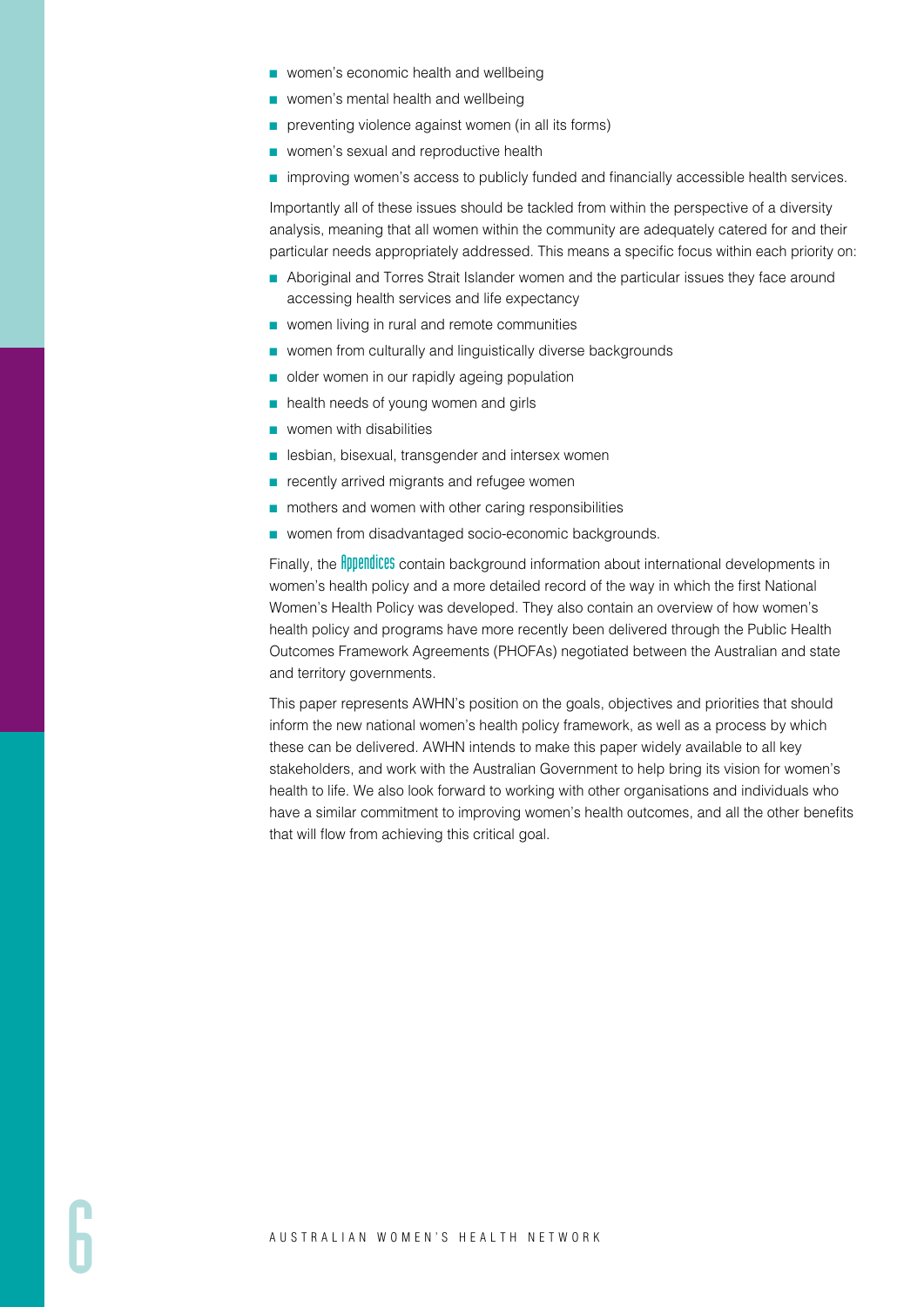- women's economic health and wellbeing
- women's mental health and wellbeing
- preventing violence against women (in all its forms)
- women's sexual and reproductive health
- improving women's access to publicly funded and financially accessible health services.

Importantly all of these issues should be tackled from within the perspective of a diversity analysis, meaning that all women within the community are adequately catered for and their particular needs appropriately addressed. This means a specific focus within each priority on:

- Aboriginal and Torres Strait Islander women and the particular issues they face around accessing health services and life expectancy
- women living in rural and remote communities
- women from culturally and linguistically diverse backgrounds
- older women in our rapidly ageing population
- health needs of young women and girls
- women with disabilities
- lesbian, bisexual, transgender and intersex women
- recently arrived migrants and refugee women
- mothers and women with other caring responsibilities
- women from disadvantaged socio-economic backgrounds.

Finally, the **Appendices** contain background information about international developments in women's health policy and a more detailed record of the way in which the first National Women's Health Policy was developed. They also contain an overview of how women's health policy and programs have more recently been delivered through the Public Health Outcomes Framework Agreements (PHOFAs) negotiated between the Australian and state and territory governments.

This paper represents AWHN's position on the goals, objectives and priorities that should inform the new national women's health policy framework, as well as a process by which these can be delivered. AWHN intends to make this paper widely available to all key stakeholders, and work with the Australian Government to help bring its vision for women's health to life. We also look forward to working with other organisations and individuals who have a similar commitment to improving women's health outcomes, and all the other benefits that will flow from achieving this critical goal.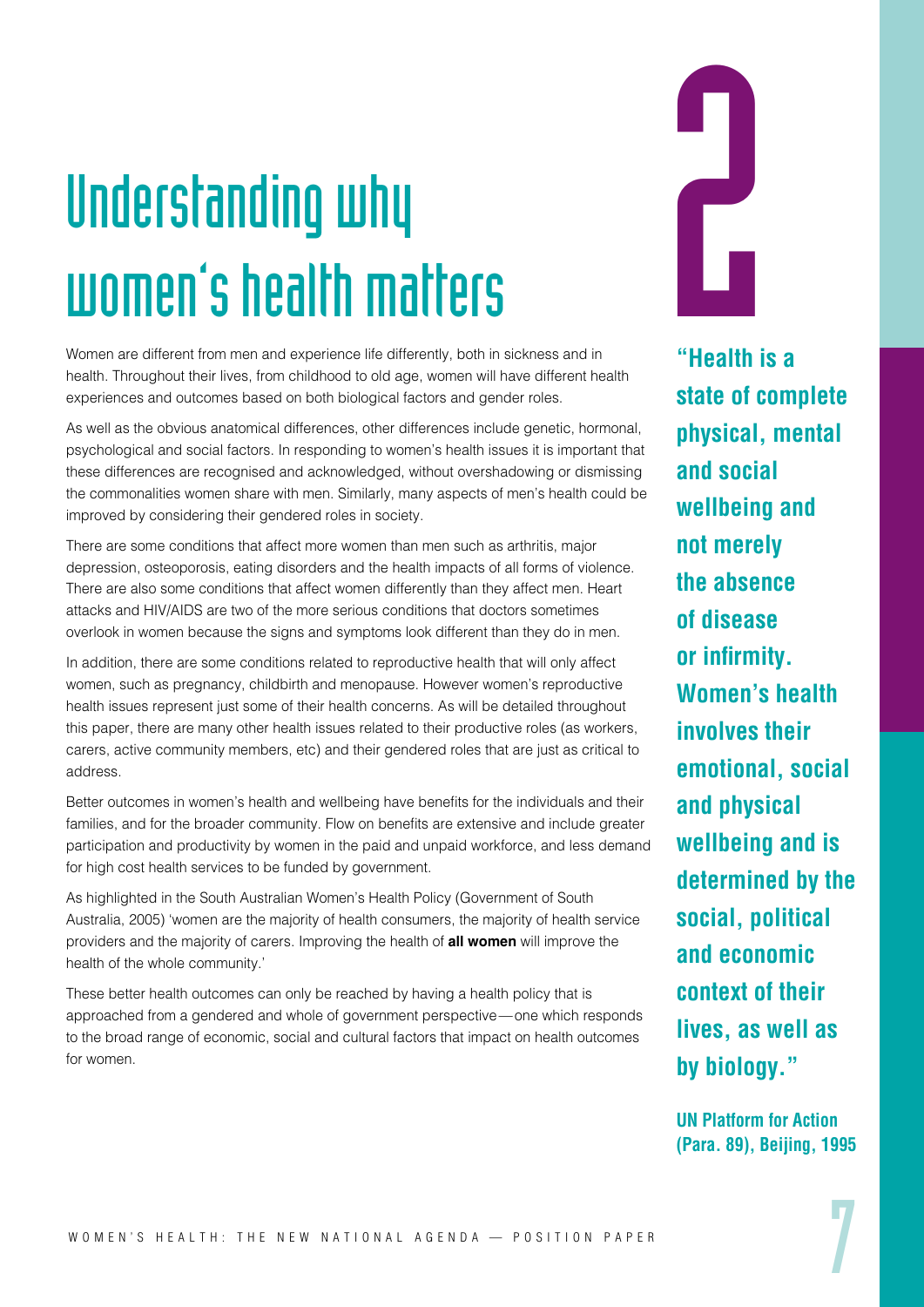# Understanding why women's health matters

2

Women are different from men and experience life differently, both in sickness and in health. Throughout their lives, from childhood to old age, women will have different health experiences and outcomes based on both biological factors and gender roles.

As well as the obvious anatomical differences, other differences include genetic, hormonal, psychological and social factors. In responding to women's health issues it is important that these differences are recognised and acknowledged, without overshadowing or dismissing the commonalities women share with men. Similarly, many aspects of men's health could be improved by considering their gendered roles in society.

There are some conditions that affect more women than men such as arthritis, major depression, osteoporosis, eating disorders and the health impacts of all forms of violence. There are also some conditions that affect women differently than they affect men. Heart attacks and HIV/AIDS are two of the more serious conditions that doctors sometimes overlook in women because the signs and symptoms look different than they do in men.

In addition, there are some conditions related to reproductive health that will only affect women, such as pregnancy, childbirth and menopause. However women's reproductive health issues represent just some of their health concerns. As will be detailed throughout this paper, there are many other health issues related to their productive roles (as workers, carers, active community members, etc) and their gendered roles that are just as critical to address.

Better outcomes in women's health and wellbeing have benefits for the individuals and their families, and for the broader community. Flow on benefits are extensive and include greater participation and productivity by women in the paid and unpaid workforce, and less demand for high cost health services to be funded by government.

As highlighted in the South Australian Women's Health Policy (Government of South Australia, 2005) 'women are the majority of health consumers, the majority of health service providers and the majority of carers. Improving the health of **all women** will improve the health of the whole community.'

These better health outcomes can only be reached by having a health policy that is approached from a gendered and whole of government perspective — one which responds to the broad range of economic, social and cultural factors that impact on health outcomes for women.

**"Health is a state of complete physical, mental and social wellbeing and not merely the absence of disease or infirmity. Women's health involves their emotional, social and physical wellbeing and is determined by the social, political and economic context of their lives, as well as by biology."**

**UN Platform for Action (Para. 89), Beijing, 1995**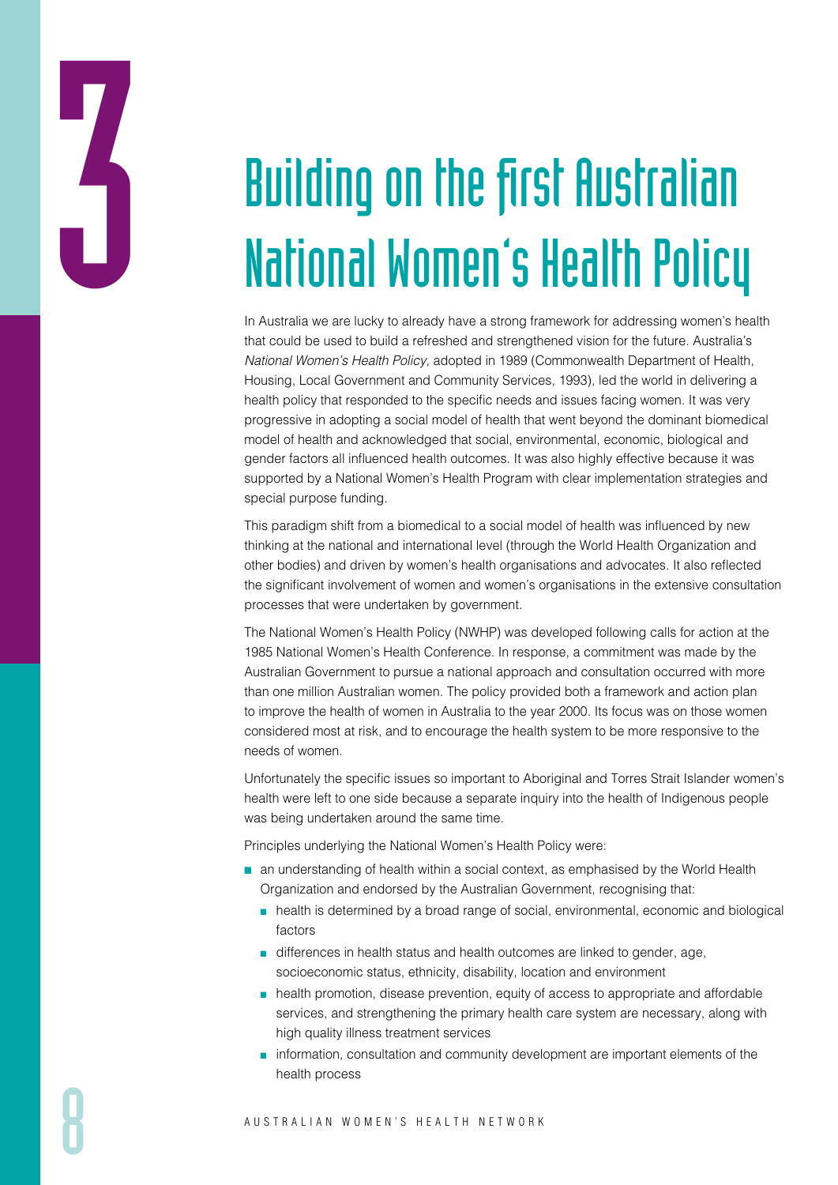# 3 Building on the first Australian National Women's Health Policy

In Australia we are lucky to already have a strong framework for addressing women's health that could be used to build a refreshed and strengthened vision for the future. Australia's *National Women's Health Policy*, adopted in 1989 (Commonwealth Department of Health, Housing, Local Government and Community Services, 1993), led the world in delivering a health policy that responded to the specific needs and issues facing women. It was very progressive in adopting a social model of health that went beyond the dominant biomedical model of health and acknowledged that social, environmental, economic, biological and gender factors all influenced health outcomes. It was also highly effective because it was supported by a National Women's Health Program with clear implementation strategies and special purpose funding.

This paradigm shift from a biomedical to a social model of health was influenced by new thinking at the national and international level (through the World Health Organization and other bodies) and driven by women's health organisations and advocates. It also reflected the significant involvement of women and women's organisations in the extensive consultation processes that were undertaken by government.

The National Women's Health Policy (NWHP) was developed following calls for action at the 1985 National Women's Health Conference. In response, a commitment was made by the Australian Government to pursue a national approach and consultation occurred with more than one million Australian women. The policy provided both a framework and action plan to improve the health of women in Australia to the year 2000. Its focus was on those women considered most at risk, and to encourage the health system to be more responsive to the needs of women.

Unfortunately the specific issues so important to Aboriginal and Torres Strait Islander women's health were left to one side because a separate inquiry into the health of Indigenous people was being undertaken around the same time.

Principles underlying the National Women's Health Policy were:

- an understanding of health within a social context, as emphasised by the World Health Organization and endorsed by the Australian Government, recognising that:
  - health is determined by a broad range of social, environmental, economic and biological factors
  - differences in health status and health outcomes are linked to gender, age, socioeconomic status, ethnicity, disability, location and environment
  - health promotion, disease prevention, equity of access to appropriate and affordable services, and strengthening the primary health care system are necessary, along with high quality illness treatment services
  - information, consultation and community development are important elements of the health process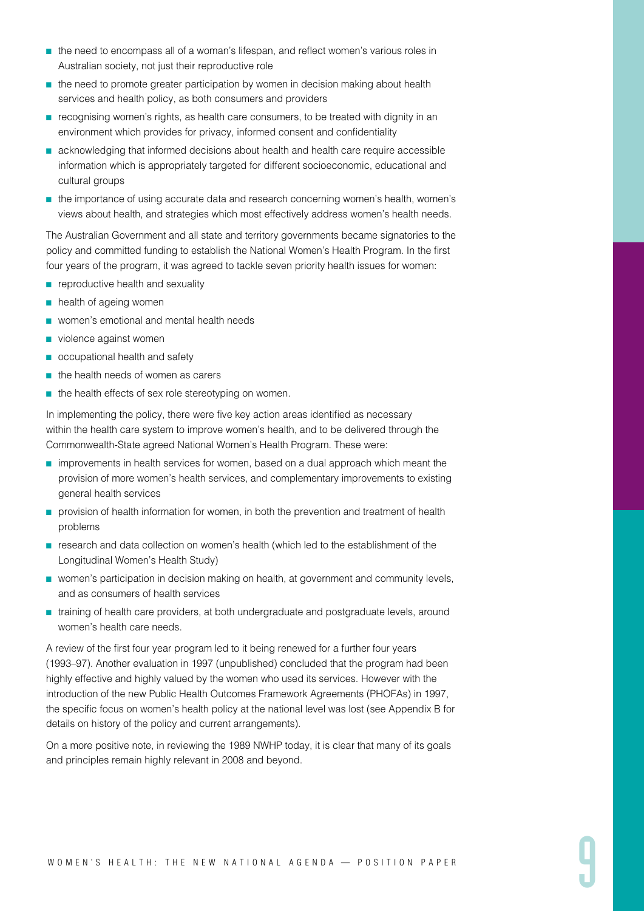- the need to encompass all of a woman's lifespan, and reflect women's various roles in Australian society, not just their reproductive role
- the need to promote greater participation by women in decision making about health services and health policy, as both consumers and providers
- recognising women's rights, as health care consumers, to be treated with dignity in an environment which provides for privacy, informed consent and confidentiality
- acknowledging that informed decisions about health and health care require accessible information which is appropriately targeted for different socioeconomic, educational and cultural groups
- the importance of using accurate data and research concerning women's health, women's views about health, and strategies which most effectively address women's health needs.

The Australian Government and all state and territory governments became signatories to the policy and committed funding to establish the National Women's Health Program. In the first four years of the program, it was agreed to tackle seven priority health issues for women:

- reproductive health and sexuality
- health of ageing women
- women's emotional and mental health needs
- violence against women
- occupational health and safety
- the health needs of women as carers
- the health effects of sex role stereotyping on women.

In implementing the policy, there were five key action areas identified as necessary within the health care system to improve women's health, and to be delivered through the Commonwealth-State agreed National Women's Health Program. These were:

- improvements in health services for women, based on a dual approach which meant the provision of more women's health services, and complementary improvements to existing general health services
- provision of health information for women, in both the prevention and treatment of health problems
- research and data collection on women's health (which led to the establishment of the Longitudinal Women's Health Study)
- women's participation in decision making on health, at government and community levels, and as consumers of health services
- training of health care providers, at both undergraduate and postgraduate levels, around women's health care needs.

A review of the first four year program led to it being renewed for a further four years (1993–97). Another evaluation in 1997 (unpublished) concluded that the program had been highly effective and highly valued by the women who used its services. However with the introduction of the new Public Health Outcomes Framework Agreements (PHOFAs) in 1997, the specific focus on women's health policy at the national level was lost (see Appendix B for details on history of the policy and current arrangements).

On a more positive note, in reviewing the 1989 NWHP today, it is clear that many of its goals and principles remain highly relevant in 2008 and beyond.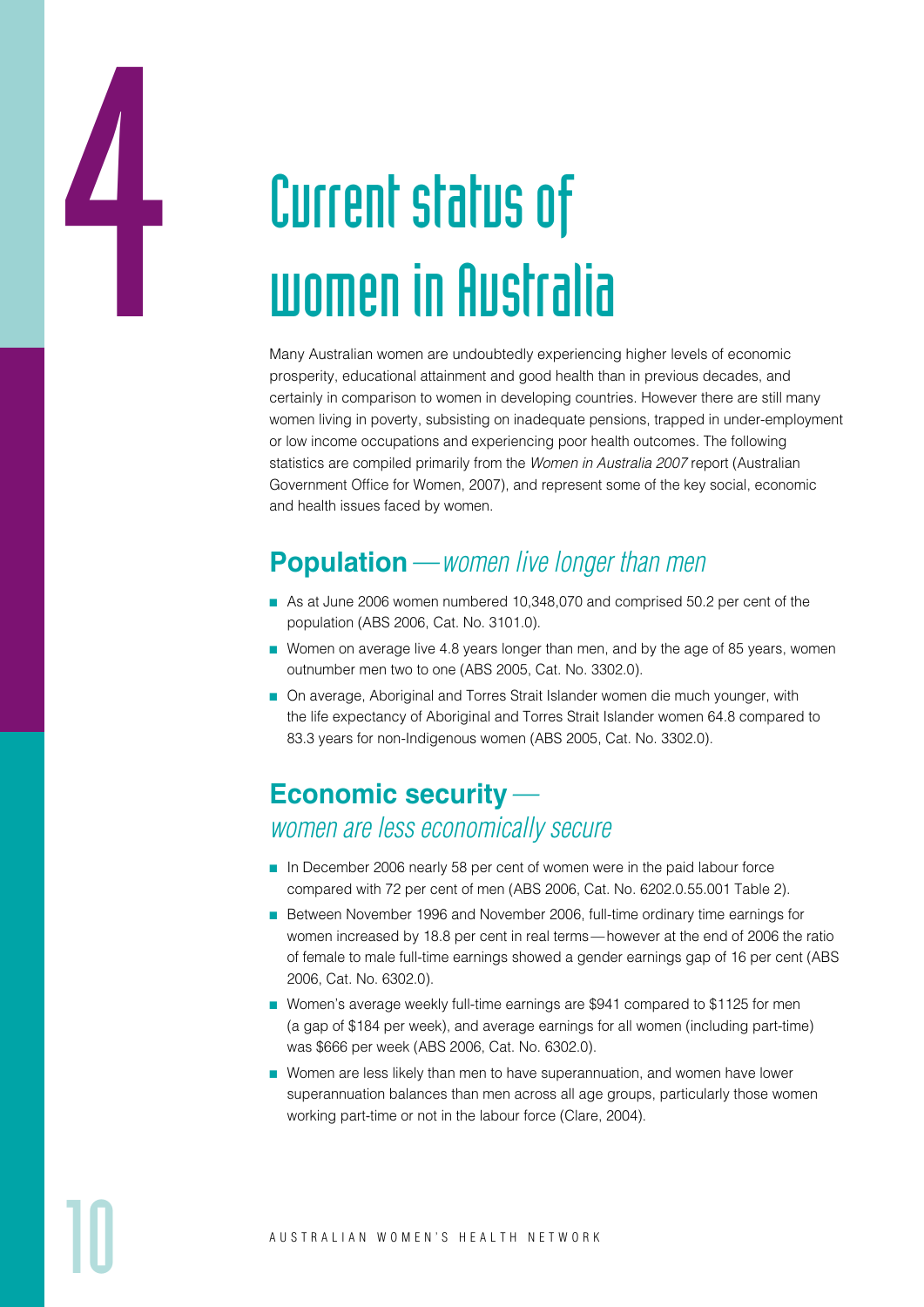# 4 Current status of women in Australia

Many Australian women are undoubtedly experiencing higher levels of economic prosperity, educational attainment and good health than in previous decades, and certainly in comparison to women in developing countries. However there are still many women living in poverty, subsisting on inadequate pensions, trapped in under-employment or low income occupations and experiencing poor health outcomes. The following statistics are compiled primarily from the *Women in Australia 2007* report (Australian Government Office for Women, 2007), and represent some of the key social, economic and health issues faced by women.

## **Population** — *women live longer than men*

- As at June 2006 women numbered 10,348,070 and comprised 50.2 per cent of the population (ABS 2006, Cat. No. 3101.0).
- Women on average live 4.8 years longer than men, and by the age of 85 years, women outnumber men two to one (ABS 2005, Cat. No. 3302.0).
- On average, Aboriginal and Torres Strait Islander women die much younger, with the life expectancy of Aboriginal and Torres Strait Islander women 64.8 compared to 83.3 years for non-Indigenous women (ABS 2005, Cat. No. 3302.0).

## **Economic security** — *women are less economically secure*

- In December 2006 nearly 58 per cent of women were in the paid labour force compared with 72 per cent of men (ABS 2006, Cat. No. 6202.0.55.001 Table 2).
- Between November 1996 and November 2006, full-time ordinary time earnings for women increased by 18.8 per cent in real terms — however at the end of 2006 the ratio of female to male full-time earnings showed a gender earnings gap of 16 per cent (ABS 2006, Cat. No. 6302.0).
- Women's average weekly full-time earnings are $941 compared to $1125 for men (a gap of $184 per week), and average earnings for all women (including part-time) was $666 per week (ABS 2006, Cat. No. 6302.0).
- Women are less likely than men to have superannuation, and women have lower superannuation balances than men across all age groups, particularly those women working part-time or not in the labour force (Clare, 2004).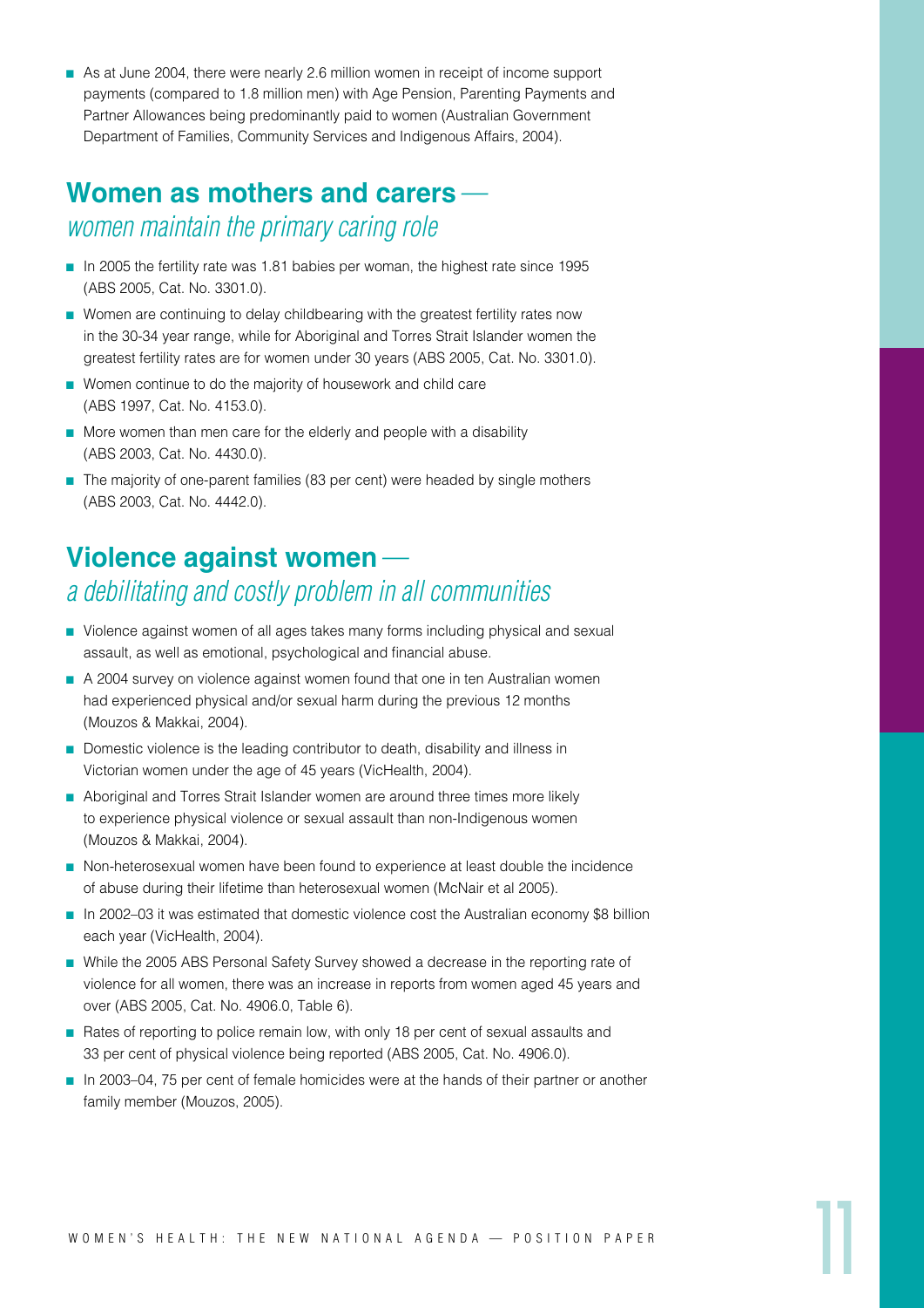- As at June 2004, there were nearly 2.6 million women in receipt of income support payments (compared to 1.8 million men) with Age Pension, Parenting Payments and Partner Allowances being predominantly paid to women (Australian Government Department of Families, Community Services and Indigenous Affairs, 2004).

## Women as mothers and carers — *women maintain the primary caring role*

- In 2005 the fertility rate was 1.81 babies per woman, the highest rate since 1995 (ABS 2005, Cat. No. 3301.0).
- Women are continuing to delay childbearing with the greatest fertility rates now in the 30-34 year range, while for Aboriginal and Torres Strait Islander women the greatest fertility rates are for women under 30 years (ABS 2005, Cat. No. 3301.0).
- Women continue to do the majority of housework and child care (ABS 1997, Cat. No. 4153.0).
- More women than men care for the elderly and people with a disability (ABS 2003, Cat. No. 4430.0).
- The majority of one-parent families (83 per cent) were headed by single mothers (ABS 2003, Cat. No. 4442.0).

## Violence against women — *a debilitating and costly problem in all communities*

- Violence against women of all ages takes many forms including physical and sexual assault, as well as emotional, psychological and financial abuse.
- A 2004 survey on violence against women found that one in ten Australian women had experienced physical and/or sexual harm during the previous 12 months (Mouzos & Makkai, 2004).
- Domestic violence is the leading contributor to death, disability and illness in Victorian women under the age of 45 years (VicHealth, 2004).
- Aboriginal and Torres Strait Islander women are around three times more likely to experience physical violence or sexual assault than non-Indigenous women (Mouzos & Makkai, 2004).
- Non-heterosexual women have been found to experience at least double the incidence of abuse during their lifetime than heterosexual women (McNair et al 2005).
- In 2002–03 it was estimated that domestic violence cost the Australian economy $8 billion each year (VicHealth, 2004).
- While the 2005 ABS Personal Safety Survey showed a decrease in the reporting rate of violence for all women, there was an increase in reports from women aged 45 years and over (ABS 2005, Cat. No. 4906.0, Table 6).
- Rates of reporting to police remain low, with only 18 per cent of sexual assaults and 33 per cent of physical violence being reported (ABS 2005, Cat. No. 4906.0).
- In 2003–04, 75 per cent of female homicides were at the hands of their partner or another family member (Mouzos, 2005).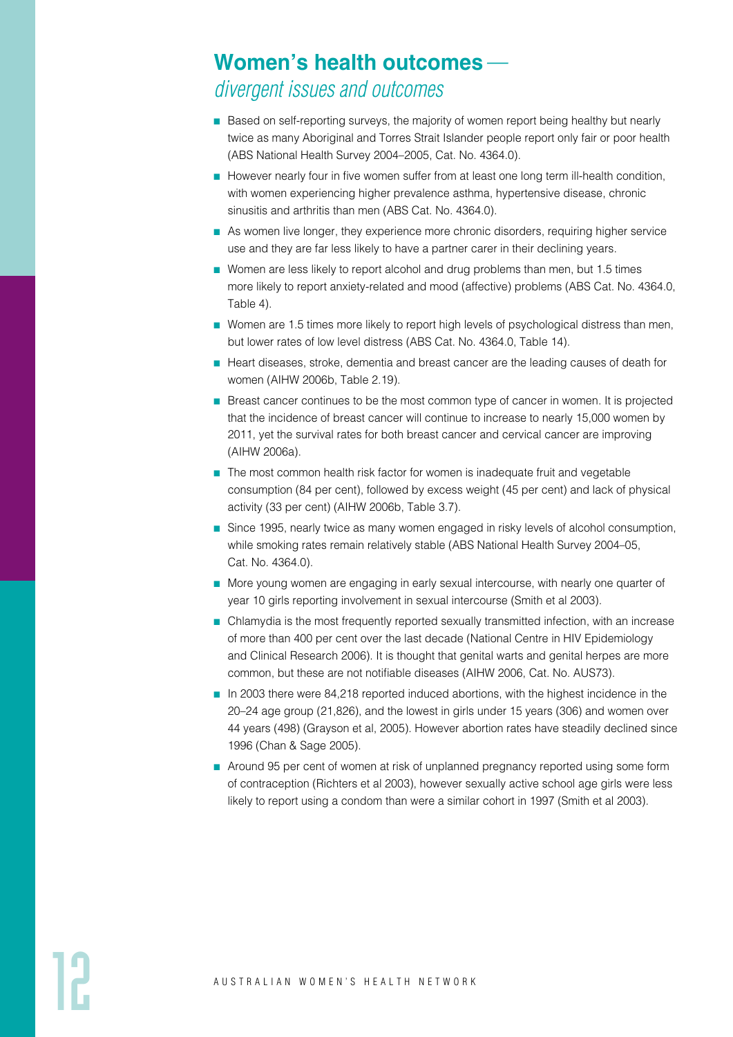## Women's health outcomes — *divergent issues and outcomes*

- Based on self-reporting surveys, the majority of women report being healthy but nearly twice as many Aboriginal and Torres Strait Islander people report only fair or poor health (ABS National Health Survey 2004–2005, Cat. No. 4364.0).
- However nearly four in five women suffer from at least one long term ill-health condition, with women experiencing higher prevalence asthma, hypertensive disease, chronic sinusitis and arthritis than men (ABS Cat. No. 4364.0).
- As women live longer, they experience more chronic disorders, requiring higher service use and they are far less likely to have a partner carer in their declining years.
- Women are less likely to report alcohol and drug problems than men, but 1.5 times more likely to report anxiety-related and mood (affective) problems (ABS Cat. No. 4364.0, Table 4).
- Women are 1.5 times more likely to report high levels of psychological distress than men, but lower rates of low level distress (ABS Cat. No. 4364.0, Table 14).
- Heart diseases, stroke, dementia and breast cancer are the leading causes of death for women (AIHW 2006b, Table 2.19).
- Breast cancer continues to be the most common type of cancer in women. It is projected that the incidence of breast cancer will continue to increase to nearly 15,000 women by 2011, yet the survival rates for both breast cancer and cervical cancer are improving (AIHW 2006a).
- The most common health risk factor for women is inadequate fruit and vegetable consumption (84 per cent), followed by excess weight (45 per cent) and lack of physical activity (33 per cent) (AIHW 2006b, Table 3.7).
- Since 1995, nearly twice as many women engaged in risky levels of alcohol consumption, while smoking rates remain relatively stable (ABS National Health Survey 2004–05, Cat. No. 4364.0).
- More young women are engaging in early sexual intercourse, with nearly one quarter of year 10 girls reporting involvement in sexual intercourse (Smith et al 2003).
- Chlamydia is the most frequently reported sexually transmitted infection, with an increase of more than 400 per cent over the last decade (National Centre in HIV Epidemiology and Clinical Research 2006). It is thought that genital warts and genital herpes are more common, but these are not notifiable diseases (AIHW 2006, Cat. No. AUS73).
- In 2003 there were 84,218 reported induced abortions, with the highest incidence in the 20–24 age group (21,826), and the lowest in girls under 15 years (306) and women over 44 years (498) (Grayson et al, 2005). However abortion rates have steadily declined since 1996 (Chan & Sage 2005).
- Around 95 per cent of women at risk of unplanned pregnancy reported using some form of contraception (Richters et al 2003), however sexually active school age girls were less likely to report using a condom than were a similar cohort in 1997 (Smith et al 2003).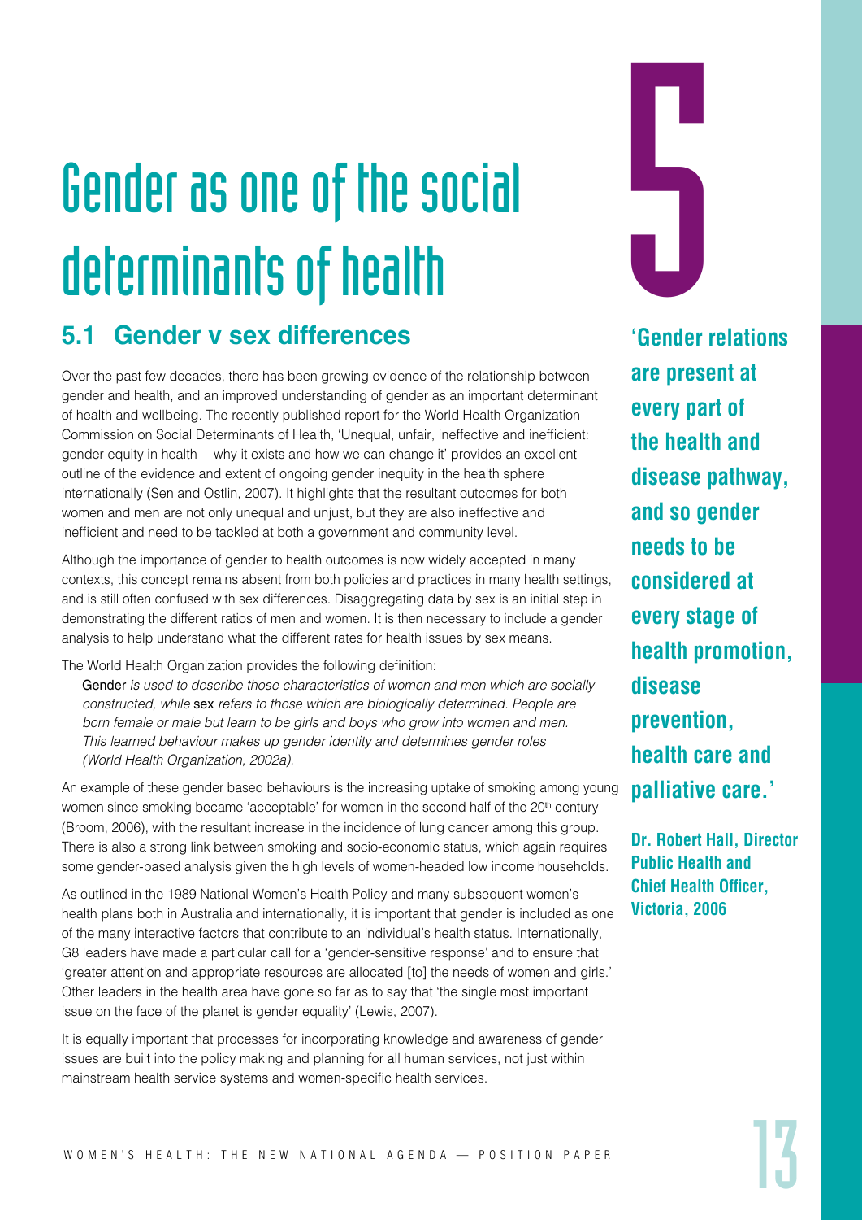# Gender as one of the social determinants of health

## 5.1 Gender v sex differences

Over the past few decades, there has been growing evidence of the relationship between gender and health, and an improved understanding of gender as an important determinant of health and wellbeing. The recently published report for the World Health Organization Commission on Social Determinants of Health, 'Unequal, unfair, ineffective and inefficient: gender equity in health—why it exists and how we can change it' provides an excellent outline of the evidence and extent of ongoing gender inequity in the health sphere internationally (Sen and Ostlin, 2007). It highlights that the resultant outcomes for both women and men are not only unequal and unjust, but they are also ineffective and inefficient and need to be tackled at both a government and community level.

Although the importance of gender to health outcomes is now widely accepted in many contexts, this concept remains absent from both policies and practices in many health settings, and is still often confused with sex differences. Disaggregating data by sex is an initial step in demonstrating the different ratios of men and women. It is then necessary to include a gender analysis to help understand what the different rates for health issues by sex means.

The World Health Organization provides the following definition:

> Gender *is used to describe those characteristics of women and men which are socially constructed, while* sex *refers to those which are biologically determined. People are born female or male but learn to be girls and boys who grow into women and men. This learned behaviour makes up gender identity and determines gender roles (World Health Organization, 2002a).*

An example of these gender based behaviours is the increasing uptake of smoking among young women since smoking became 'acceptable' for women in the second half of the 20th century (Broom, 2006), with the resultant increase in the incidence of lung cancer among this group. There is also a strong link between smoking and socio-economic status, which again requires some gender-based analysis given the high levels of women-headed low income households.

As outlined in the 1989 National Women's Health Policy and many subsequent women's health plans both in Australia and internationally, it is important that gender is included as one of the many interactive factors that contribute to an individual's health status. Internationally, G8 leaders have made a particular call for a 'gender-sensitive response' and to ensure that 'greater attention and appropriate resources are allocated [to] the needs of women and girls.' Other leaders in the health area have gone so far as to say that 'the single most important issue on the face of the planet is gender equality' (Lewis, 2007).

It is equally important that processes for incorporating knowledge and awareness of gender issues are built into the policy making and planning for all human services, not just within mainstream health service systems and women-specific health services.

**'Gender relations are present at every part of the health and disease pathway, and so gender needs to be considered at every stage of health promotion, disease prevention, health care and palliative care.'**

**Dr. Robert Hall, Director Public Health and Chief Health Officer, Victoria, 2006**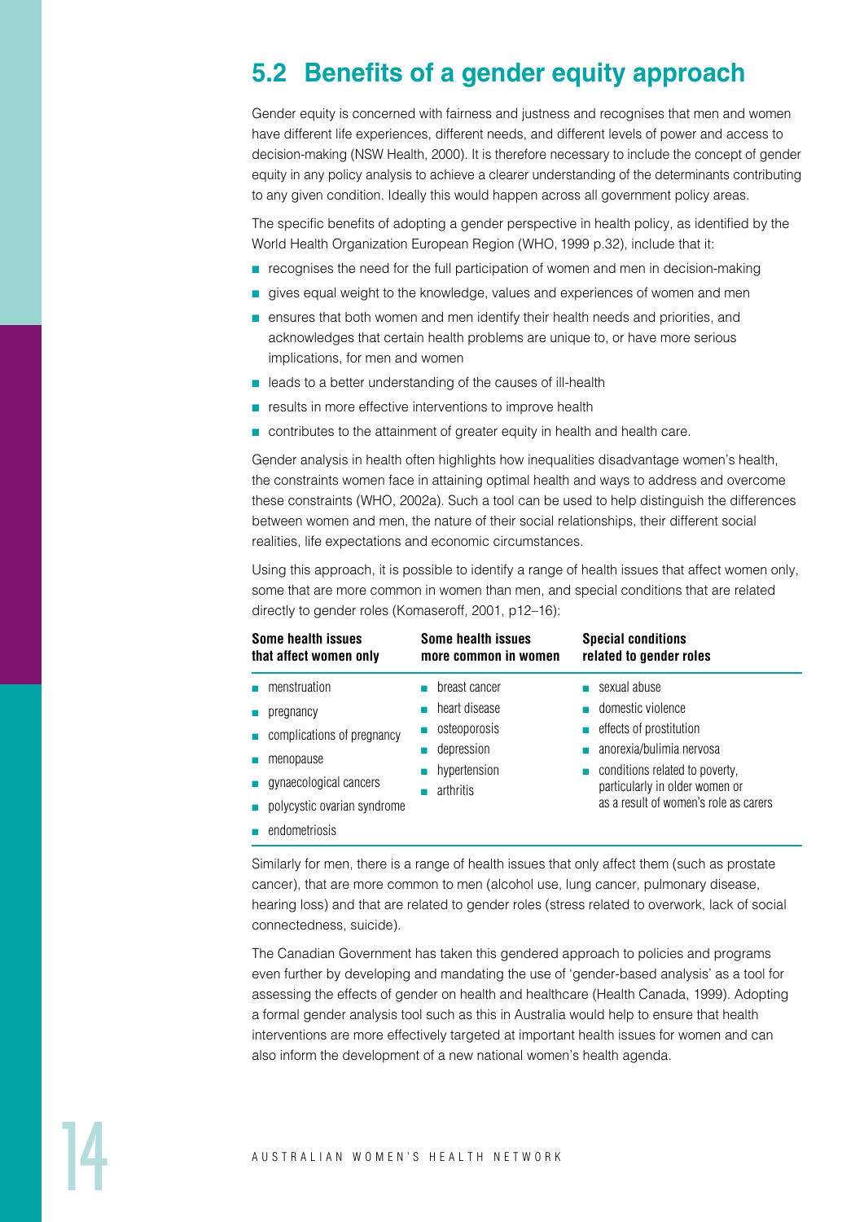## 5.2 Benefits of a gender equity approach

Gender equity is concerned with fairness and justness and recognises that men and women have different life experiences, different needs, and different levels of power and access to decision-making (NSW Health, 2000). It is therefore necessary to include the concept of gender equity in any policy analysis to achieve a clearer understanding of the determinants contributing to any given condition. Ideally this would happen across all government policy areas.

The specific benefits of adopting a gender perspective in health policy, as identified by the World Health Organization European Region (WHO, 1999 p.32), include that it:

- recognises the need for the full participation of women and men in decision-making
- gives equal weight to the knowledge, values and experiences of women and men
- ensures that both women and men identify their health needs and priorities, and acknowledges that certain health problems are unique to, or have more serious implications, for men and women
- leads to a better understanding of the causes of ill-health
- results in more effective interventions to improve health
- contributes to the attainment of greater equity in health and health care.

Gender analysis in health often highlights how inequalities disadvantage women's health, the constraints women face in attaining optimal health and ways to address and overcome these constraints (WHO, 2002a). Such a tool can be used to help distinguish the differences between women and men, the nature of their social relationships, their different social realities, life expectations and economic circumstances.

Using this approach, it is possible to identify a range of health issues that affect women only, some that are more common in women than men, and special conditions that are related directly to gender roles (Komaseroff, 2001, p12–16):

| Some health issues that affect women only | Some health issues more common in women | Special conditions related to gender roles |
|---|---|---|
| menstruation | breast cancer | sexual abuse |
| pregnancy | heart disease | domestic violence |
| complications of pregnancy | osteoporosis | effects of prostitution |
| menopause | depression | anorexia/bulimia nervosa |
| gynaecological cancers | hypertension | conditions related to poverty, particularly in older women or as a result of women's role as carers |
| polycystic ovarian syndrome | arthritis | |
| endometriosis | | |

Similarly for men, there is a range of health issues that only affect them (such as prostate cancer), that are more common to men (alcohol use, lung cancer, pulmonary disease, hearing loss) and that are related to gender roles (stress related to overwork, lack of social connectedness, suicide).

The Canadian Government has taken this gendered approach to policies and programs even further by developing and mandating the use of 'gender-based analysis' as a tool for assessing the effects of gender on health and healthcare (Health Canada, 1999). Adopting a formal gender analysis tool such as this in Australia would help to ensure that health interventions are more effectively targeted at important health issues for women and can also inform the development of a new national women's health agenda.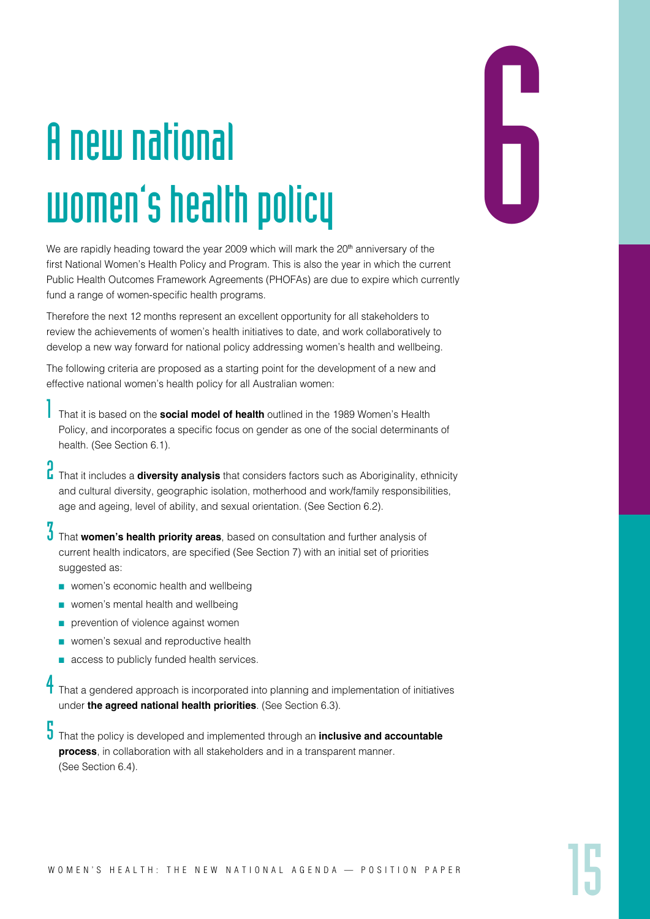# 6 A new national women's health policy

We are rapidly heading toward the year 2009 which will mark the 20th anniversary of the first National Women's Health Policy and Program. This is also the year in which the current Public Health Outcomes Framework Agreements (PHOFAs) are due to expire which currently fund a range of women-specific health programs.

Therefore the next 12 months represent an excellent opportunity for all stakeholders to review the achievements of women's health initiatives to date, and work collaboratively to develop a new way forward for national policy addressing women's health and wellbeing.

The following criteria are proposed as a starting point for the development of a new and effective national women's health policy for all Australian women:

1. That it is based on the **social model of health** outlined in the 1989 Women's Health Policy, and incorporates a specific focus on gender as one of the social determinants of health. (See Section 6.1).
2. That it includes a **diversity analysis** that considers factors such as Aboriginality, ethnicity and cultural diversity, geographic isolation, motherhood and work/family responsibilities, age and ageing, level of ability, and sexual orientation. (See Section 6.2).
3. That **women's health priority areas**, based on consultation and further analysis of current health indicators, are specified (See Section 7) with an initial set of priorities suggested as:
   - women's economic health and wellbeing
   - women's mental health and wellbeing
   - prevention of violence against women
   - women's sexual and reproductive health
   - access to publicly funded health services.
4. That a gendered approach is incorporated into planning and implementation of initiatives under **the agreed national health priorities**. (See Section 6.3).
5. That the policy is developed and implemented through an **inclusive and accountable process**, in collaboration with all stakeholders and in a transparent manner. (See Section 6.4).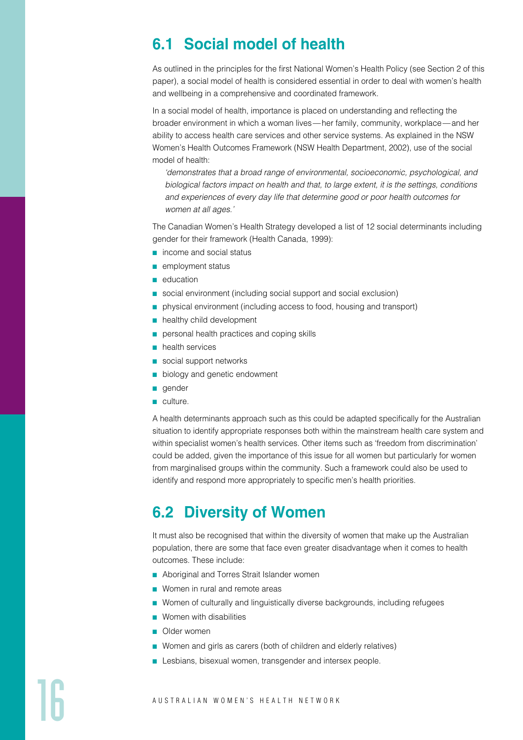## 6.1 Social model of health

As outlined in the principles for the first National Women's Health Policy (see Section 2 of this paper), a social model of health is considered essential in order to deal with women's health and wellbeing in a comprehensive and coordinated framework.

In a social model of health, importance is placed on understanding and reflecting the broader environment in which a woman lives—her family, community, workplace—and her ability to access health care services and other service systems. As explained in the NSW Women's Health Outcomes Framework (NSW Health Department, 2002), use of the social model of health:

> *'demonstrates that a broad range of environmental, socioeconomic, psychological, and biological factors impact on health and that, to large extent, it is the settings, conditions and experiences of every day life that determine good or poor health outcomes for women at all ages.'*

The Canadian Women's Health Strategy developed a list of 12 social determinants including gender for their framework (Health Canada, 1999):

- income and social status
- employment status
- education
- social environment (including social support and social exclusion)
- physical environment (including access to food, housing and transport)
- healthy child development
- personal health practices and coping skills
- health services
- social support networks
- biology and genetic endowment
- gender
- culture.

A health determinants approach such as this could be adapted specifically for the Australian situation to identify appropriate responses both within the mainstream health care system and within specialist women's health services. Other items such as 'freedom from discrimination' could be added, given the importance of this issue for all women but particularly for women from marginalised groups within the community. Such a framework could also be used to identify and respond more appropriately to specific men's health priorities.

## 6.2 Diversity of Women

It must also be recognised that within the diversity of women that make up the Australian population, there are some that face even greater disadvantage when it comes to health outcomes. These include:

- Aboriginal and Torres Strait Islander women
- Women in rural and remote areas
- Women of culturally and linguistically diverse backgrounds, including refugees
- Women with disabilities
- Older women
- Women and girls as carers (both of children and elderly relatives)
- Lesbians, bisexual women, transgender and intersex people.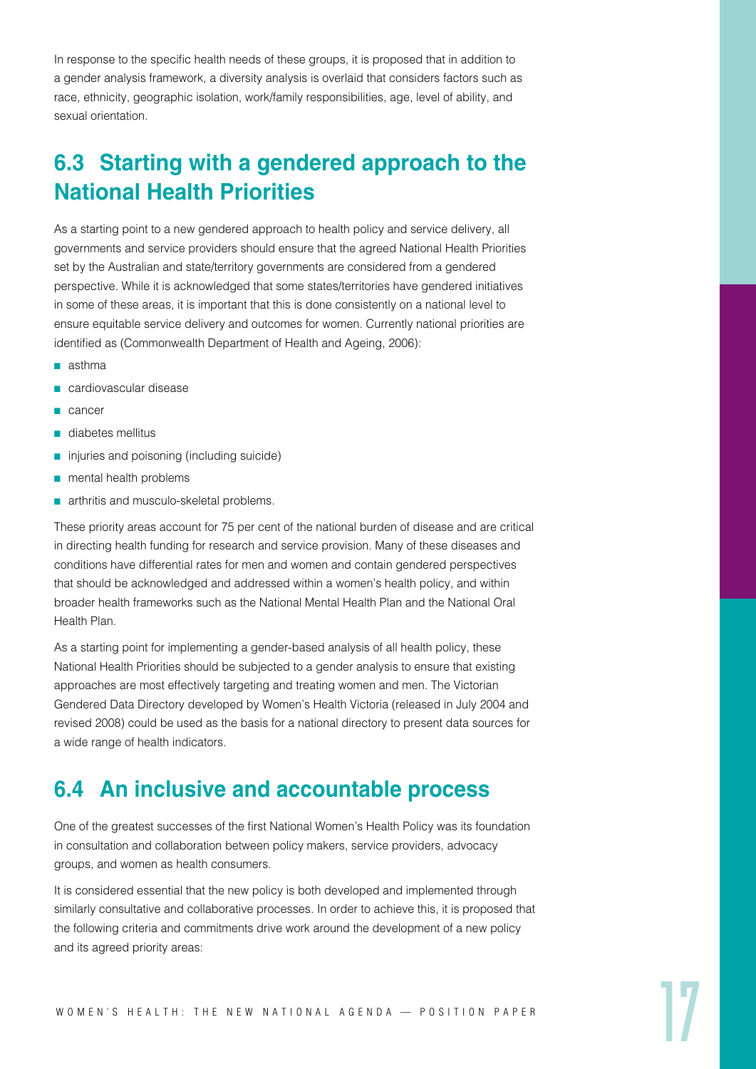In response to the specific health needs of these groups, it is proposed that in addition to a gender analysis framework, a diversity analysis is overlaid that considers factors such as race, ethnicity, geographic isolation, work/family responsibilities, age, level of ability, and sexual orientation.

## 6.3 Starting with a gendered approach to the National Health Priorities

As a starting point to a new gendered approach to health policy and service delivery, all governments and service providers should ensure that the agreed National Health Priorities set by the Australian and state/territory governments are considered from a gendered perspective. While it is acknowledged that some states/territories have gendered initiatives in some of these areas, it is important that this is done consistently on a national level to ensure equitable service delivery and outcomes for women. Currently national priorities are identified as (Commonwealth Department of Health and Ageing, 2006):

- asthma
- cardiovascular disease
- cancer
- diabetes mellitus
- injuries and poisoning (including suicide)
- mental health problems
- arthritis and musculo-skeletal problems.

These priority areas account for 75 per cent of the national burden of disease and are critical in directing health funding for research and service provision. Many of these diseases and conditions have differential rates for men and women and contain gendered perspectives that should be acknowledged and addressed within a women's health policy, and within broader health frameworks such as the National Mental Health Plan and the National Oral Health Plan.

As a starting point for implementing a gender-based analysis of all health policy, these National Health Priorities should be subjected to a gender analysis to ensure that existing approaches are most effectively targeting and treating women and men. The Victorian Gendered Data Directory developed by Women's Health Victoria (released in July 2004 and revised 2008) could be used as the basis for a national directory to present data sources for a wide range of health indicators.

## 6.4 An inclusive and accountable process

One of the greatest successes of the first National Women's Health Policy was its foundation in consultation and collaboration between policy makers, service providers, advocacy groups, and women as health consumers.

It is considered essential that the new policy is both developed and implemented through similarly consultative and collaborative processes. In order to achieve this, it is proposed that the following criteria and commitments drive work around the development of a new policy and its agreed priority areas: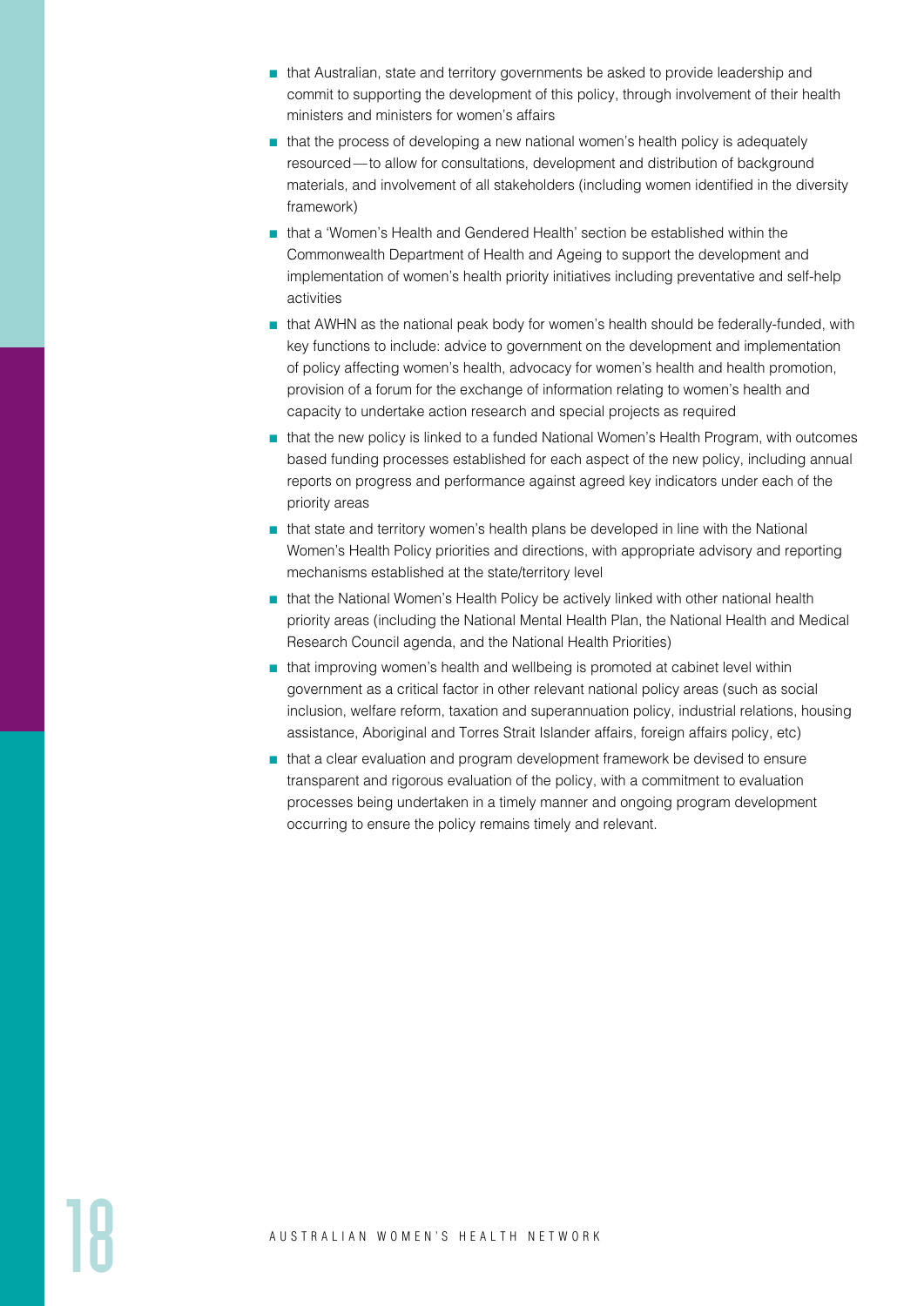- that Australian, state and territory governments be asked to provide leadership and commit to supporting the development of this policy, through involvement of their health ministers and ministers for women's affairs
- that the process of developing a new national women's health policy is adequately resourced—to allow for consultations, development and distribution of background materials, and involvement of all stakeholders (including women identified in the diversity framework)
- that a 'Women's Health and Gendered Health' section be established within the Commonwealth Department of Health and Ageing to support the development and implementation of women's health priority initiatives including preventative and self-help activities
- that AWHN as the national peak body for women's health should be federally-funded, with key functions to include: advice to government on the development and implementation of policy affecting women's health, advocacy for women's health and health promotion, provision of a forum for the exchange of information relating to women's health and capacity to undertake action research and special projects as required
- that the new policy is linked to a funded National Women's Health Program, with outcomes based funding processes established for each aspect of the new policy, including annual reports on progress and performance against agreed key indicators under each of the priority areas
- that state and territory women's health plans be developed in line with the National Women's Health Policy priorities and directions, with appropriate advisory and reporting mechanisms established at the state/territory level
- that the National Women's Health Policy be actively linked with other national health priority areas (including the National Mental Health Plan, the National Health and Medical Research Council agenda, and the National Health Priorities)
- that improving women's health and wellbeing is promoted at cabinet level within government as a critical factor in other relevant national policy areas (such as social inclusion, welfare reform, taxation and superannuation policy, industrial relations, housing assistance, Aboriginal and Torres Strait Islander affairs, foreign affairs policy, etc)
- that a clear evaluation and program development framework be devised to ensure transparent and rigorous evaluation of the policy, with a commitment to evaluation processes being undertaken in a timely manner and ongoing program development occurring to ensure the policy remains timely and relevant.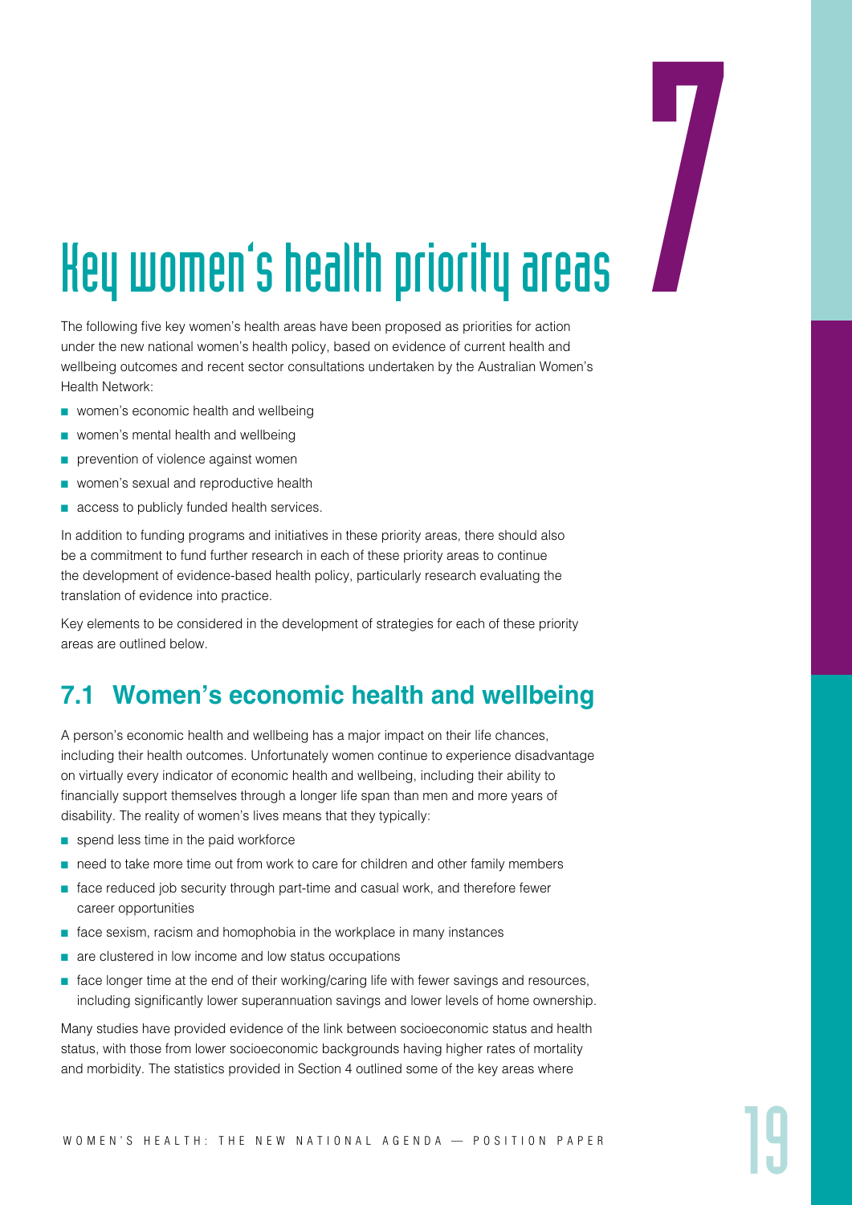# 7 Key women's health priority areas

The following five key women's health areas have been proposed as priorities for action under the new national women's health policy, based on evidence of current health and wellbeing outcomes and recent sector consultations undertaken by the Australian Women's Health Network:

- women's economic health and wellbeing
- women's mental health and wellbeing
- prevention of violence against women
- women's sexual and reproductive health
- access to publicly funded health services.

In addition to funding programs and initiatives in these priority areas, there should also be a commitment to fund further research in each of these priority areas to continue the development of evidence-based health policy, particularly research evaluating the translation of evidence into practice.

Key elements to be considered in the development of strategies for each of these priority areas are outlined below.

## 7.1 Women's economic health and wellbeing

A person's economic health and wellbeing has a major impact on their life chances, including their health outcomes. Unfortunately women continue to experience disadvantage on virtually every indicator of economic health and wellbeing, including their ability to financially support themselves through a longer life span than men and more years of disability. The reality of women's lives means that they typically:

- spend less time in the paid workforce
- need to take more time out from work to care for children and other family members
- face reduced job security through part-time and casual work, and therefore fewer career opportunities
- face sexism, racism and homophobia in the workplace in many instances
- are clustered in low income and low status occupations
- face longer time at the end of their working/caring life with fewer savings and resources, including significantly lower superannuation savings and lower levels of home ownership.

Many studies have provided evidence of the link between socioeconomic status and health status, with those from lower socioeconomic backgrounds having higher rates of mortality and morbidity. The statistics provided in Section 4 outlined some of the key areas where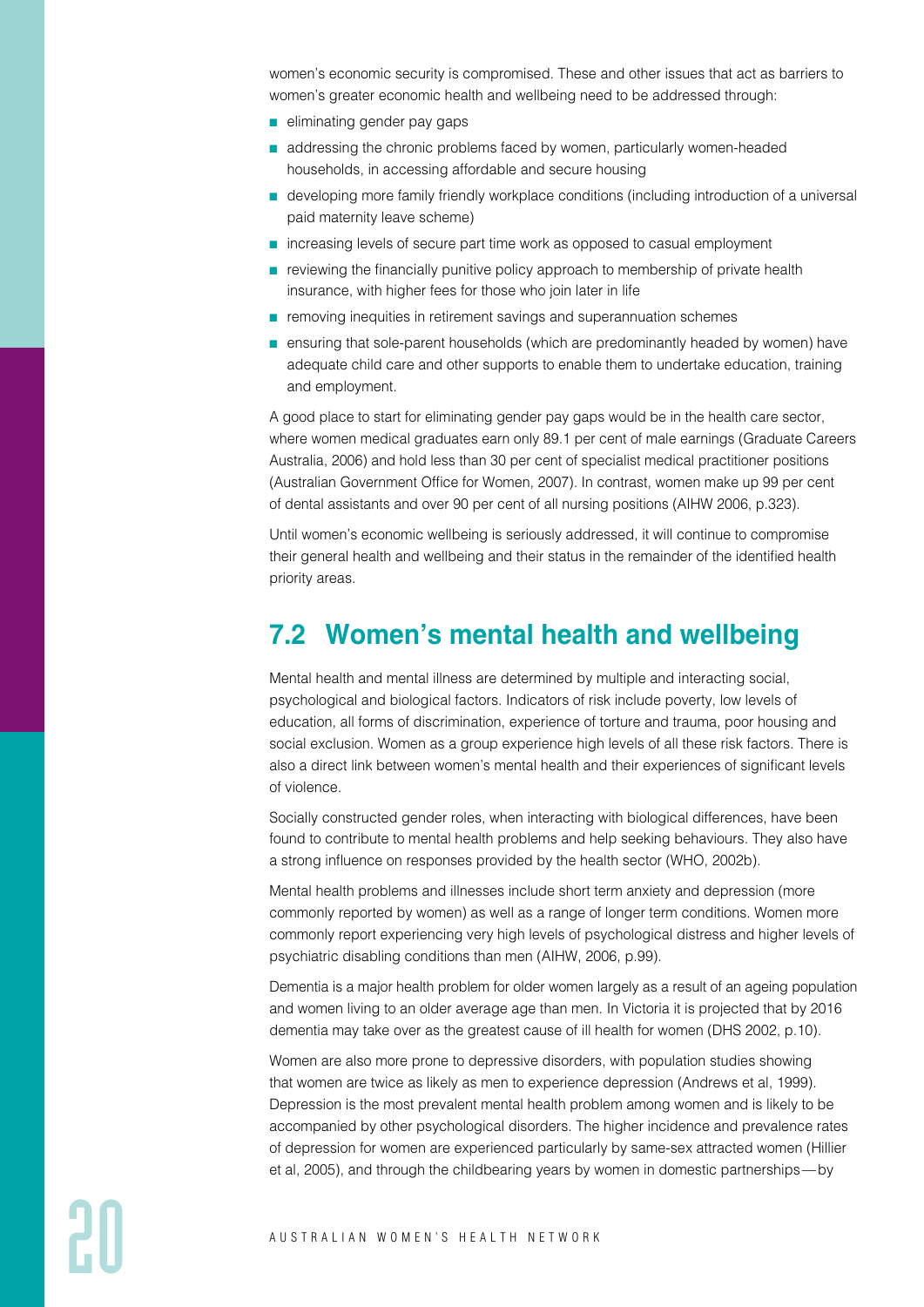women's economic security is compromised. These and other issues that act as barriers to women's greater economic health and wellbeing need to be addressed through:

- eliminating gender pay gaps
- addressing the chronic problems faced by women, particularly women-headed households, in accessing affordable and secure housing
- developing more family friendly workplace conditions (including introduction of a universal paid maternity leave scheme)
- increasing levels of secure part time work as opposed to casual employment
- reviewing the financially punitive policy approach to membership of private health insurance, with higher fees for those who join later in life
- removing inequities in retirement savings and superannuation schemes
- ensuring that sole-parent households (which are predominantly headed by women) have adequate child care and other supports to enable them to undertake education, training and employment.

A good place to start for eliminating gender pay gaps would be in the health care sector, where women medical graduates earn only 89.1 per cent of male earnings (Graduate Careers Australia, 2006) and hold less than 30 per cent of specialist medical practitioner positions (Australian Government Office for Women, 2007). In contrast, women make up 99 per cent of dental assistants and over 90 per cent of all nursing positions (AIHW 2006, p.323).

Until women's economic wellbeing is seriously addressed, it will continue to compromise their general health and wellbeing and their status in the remainder of the identified health priority areas.

## 7.2 Women's mental health and wellbeing

Mental health and mental illness are determined by multiple and interacting social, psychological and biological factors. Indicators of risk include poverty, low levels of education, all forms of discrimination, experience of torture and trauma, poor housing and social exclusion. Women as a group experience high levels of all these risk factors. There is also a direct link between women's mental health and their experiences of significant levels of violence.

Socially constructed gender roles, when interacting with biological differences, have been found to contribute to mental health problems and help seeking behaviours. They also have a strong influence on responses provided by the health sector (WHO, 2002b).

Mental health problems and illnesses include short term anxiety and depression (more commonly reported by women) as well as a range of longer term conditions. Women more commonly report experiencing very high levels of psychological distress and higher levels of psychiatric disabling conditions than men (AIHW, 2006, p.99).

Dementia is a major health problem for older women largely as a result of an ageing population and women living to an older average age than men. In Victoria it is projected that by 2016 dementia may take over as the greatest cause of ill health for women (DHS 2002, p.10).

Women are also more prone to depressive disorders, with population studies showing that women are twice as likely as men to experience depression (Andrews et al, 1999). Depression is the most prevalent mental health problem among women and is likely to be accompanied by other psychological disorders. The higher incidence and prevalence rates of depression for women are experienced particularly by same-sex attracted women (Hillier et al, 2005), and through the childbearing years by women in domestic partnerships—by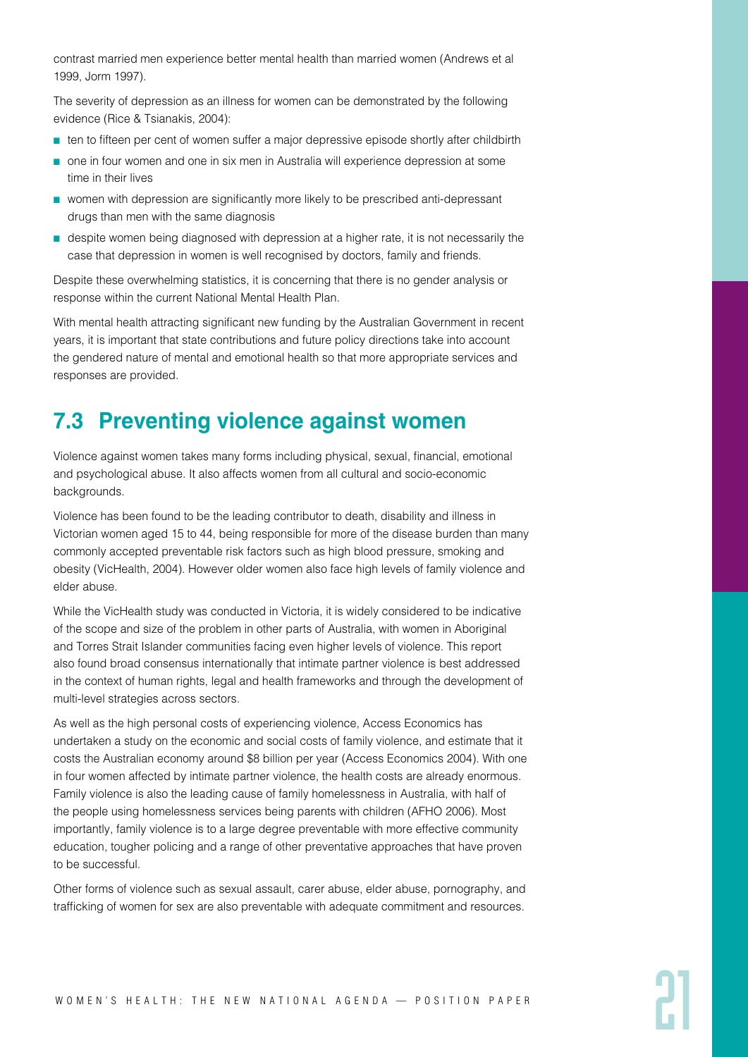contrast married men experience better mental health than married women (Andrews et al 1999, Jorm 1997).

The severity of depression as an illness for women can be demonstrated by the following evidence (Rice & Tsianakis, 2004):

- ten to fifteen per cent of women suffer a major depressive episode shortly after childbirth
- one in four women and one in six men in Australia will experience depression at some time in their lives
- women with depression are significantly more likely to be prescribed anti-depressant drugs than men with the same diagnosis
- despite women being diagnosed with depression at a higher rate, it is not necessarily the case that depression in women is well recognised by doctors, family and friends.

Despite these overwhelming statistics, it is concerning that there is no gender analysis or response within the current National Mental Health Plan.

With mental health attracting significant new funding by the Australian Government in recent years, it is important that state contributions and future policy directions take into account the gendered nature of mental and emotional health so that more appropriate services and responses are provided.

## 7.3 Preventing violence against women

Violence against women takes many forms including physical, sexual, financial, emotional and psychological abuse. It also affects women from all cultural and socio-economic backgrounds.

Violence has been found to be the leading contributor to death, disability and illness in Victorian women aged 15 to 44, being responsible for more of the disease burden than many commonly accepted preventable risk factors such as high blood pressure, smoking and obesity (VicHealth, 2004). However older women also face high levels of family violence and elder abuse.

While the VicHealth study was conducted in Victoria, it is widely considered to be indicative of the scope and size of the problem in other parts of Australia, with women in Aboriginal and Torres Strait Islander communities facing even higher levels of violence. This report also found broad consensus internationally that intimate partner violence is best addressed in the context of human rights, legal and health frameworks and through the development of multi-level strategies across sectors.

As well as the high personal costs of experiencing violence, Access Economics has undertaken a study on the economic and social costs of family violence, and estimate that it costs the Australian economy around $8 billion per year (Access Economics 2004). With one in four women affected by intimate partner violence, the health costs are already enormous. Family violence is also the leading cause of family homelessness in Australia, with half of the people using homelessness services being parents with children (AFHO 2006). Most importantly, family violence is to a large degree preventable with more effective community education, tougher policing and a range of other preventative approaches that have proven to be successful.

Other forms of violence such as sexual assault, carer abuse, elder abuse, pornography, and trafficking of women for sex are also preventable with adequate commitment and resources.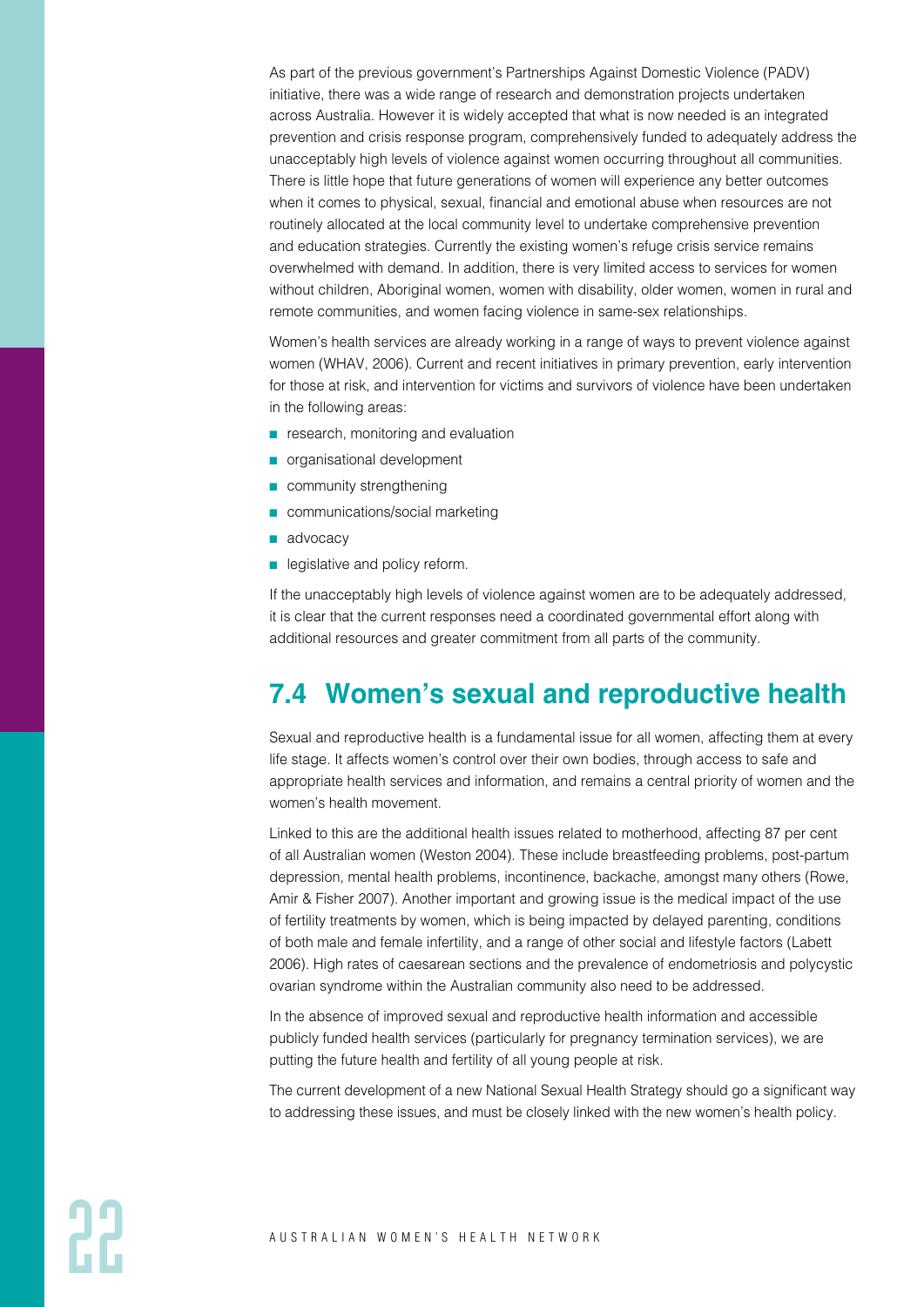As part of the previous government's Partnerships Against Domestic Violence (PADV) initiative, there was a wide range of research and demonstration projects undertaken across Australia. However it is widely accepted that what is now needed is an integrated prevention and crisis response program, comprehensively funded to adequately address the unacceptably high levels of violence against women occurring throughout all communities. There is little hope that future generations of women will experience any better outcomes when it comes to physical, sexual, financial and emotional abuse when resources are not routinely allocated at the local community level to undertake comprehensive prevention and education strategies. Currently the existing women's refuge crisis service remains overwhelmed with demand. In addition, there is very limited access to services for women without children, Aboriginal women, women with disability, older women, women in rural and remote communities, and women facing violence in same-sex relationships.

Women's health services are already working in a range of ways to prevent violence against women (WHAV, 2006). Current and recent initiatives in primary prevention, early intervention for those at risk, and intervention for victims and survivors of violence have been undertaken in the following areas:

- research, monitoring and evaluation
- organisational development
- community strengthening
- communications/social marketing
- advocacy
- legislative and policy reform.

If the unacceptably high levels of violence against women are to be adequately addressed, it is clear that the current responses need a coordinated governmental effort along with additional resources and greater commitment from all parts of the community.

## 7.4 Women's sexual and reproductive health

Sexual and reproductive health is a fundamental issue for all women, affecting them at every life stage. It affects women's control over their own bodies, through access to safe and appropriate health services and information, and remains a central priority of women and the women's health movement.

Linked to this are the additional health issues related to motherhood, affecting 87 per cent of all Australian women (Weston 2004). These include breastfeeding problems, post-partum depression, mental health problems, incontinence, backache, amongst many others (Rowe, Amir & Fisher 2007). Another important and growing issue is the medical impact of the use of fertility treatments by women, which is being impacted by delayed parenting, conditions of both male and female infertility, and a range of other social and lifestyle factors (Labett 2006). High rates of caesarean sections and the prevalence of endometriosis and polycystic ovarian syndrome within the Australian community also need to be addressed.

In the absence of improved sexual and reproductive health information and accessible publicly funded health services (particularly for pregnancy termination services), we are putting the future health and fertility of all young people at risk.

The current development of a new National Sexual Health Strategy should go a significant way to addressing these issues, and must be closely linked with the new women's health policy.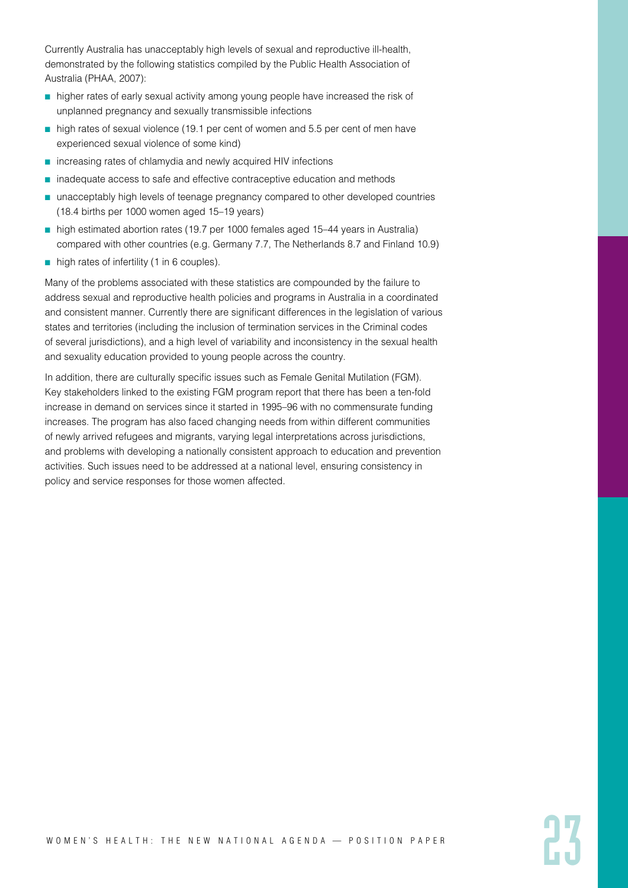Currently Australia has unacceptably high levels of sexual and reproductive ill-health, demonstrated by the following statistics compiled by the Public Health Association of Australia (PHAA, 2007):

- higher rates of early sexual activity among young people have increased the risk of unplanned pregnancy and sexually transmissible infections
- high rates of sexual violence (19.1 per cent of women and 5.5 per cent of men have experienced sexual violence of some kind)
- increasing rates of chlamydia and newly acquired HIV infections
- inadequate access to safe and effective contraceptive education and methods
- unacceptably high levels of teenage pregnancy compared to other developed countries (18.4 births per 1000 women aged 15–19 years)
- high estimated abortion rates (19.7 per 1000 females aged 15–44 years in Australia) compared with other countries (e.g. Germany 7.7, The Netherlands 8.7 and Finland 10.9)
- high rates of infertility (1 in 6 couples).

Many of the problems associated with these statistics are compounded by the failure to address sexual and reproductive health policies and programs in Australia in a coordinated and consistent manner. Currently there are significant differences in the legislation of various states and territories (including the inclusion of termination services in the Criminal codes of several jurisdictions), and a high level of variability and inconsistency in the sexual health and sexuality education provided to young people across the country.

In addition, there are culturally specific issues such as Female Genital Mutilation (FGM). Key stakeholders linked to the existing FGM program report that there has been a ten-fold increase in demand on services since it started in 1995–96 with no commensurate funding increases. The program has also faced changing needs from within different communities of newly arrived refugees and migrants, varying legal interpretations across jurisdictions, and problems with developing a nationally consistent approach to education and prevention activities. Such issues need to be addressed at a national level, ensuring consistency in policy and service responses for those women affected.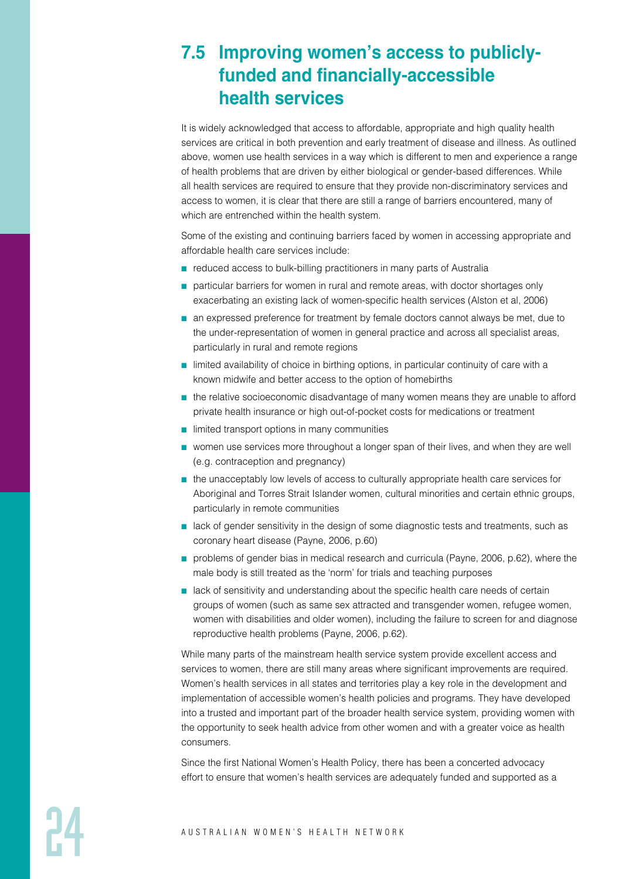## 7.5 Improving women's access to publicly-funded and financially-accessible health services

It is widely acknowledged that access to affordable, appropriate and high quality health services are critical in both prevention and early treatment of disease and illness. As outlined above, women use health services in a way which is different to men and experience a range of health problems that are driven by either biological or gender-based differences. While all health services are required to ensure that they provide non-discriminatory services and access to women, it is clear that there are still a range of barriers encountered, many of which are entrenched within the health system.

Some of the existing and continuing barriers faced by women in accessing appropriate and affordable health care services include:

- reduced access to bulk-billing practitioners in many parts of Australia
- particular barriers for women in rural and remote areas, with doctor shortages only exacerbating an existing lack of women-specific health services (Alston et al, 2006)
- an expressed preference for treatment by female doctors cannot always be met, due to the under-representation of women in general practice and across all specialist areas, particularly in rural and remote regions
- limited availability of choice in birthing options, in particular continuity of care with a known midwife and better access to the option of homebirths
- the relative socioeconomic disadvantage of many women means they are unable to afford private health insurance or high out-of-pocket costs for medications or treatment
- limited transport options in many communities
- women use services more throughout a longer span of their lives, and when they are well (e.g. contraception and pregnancy)
- the unacceptably low levels of access to culturally appropriate health care services for Aboriginal and Torres Strait Islander women, cultural minorities and certain ethnic groups, particularly in remote communities
- lack of gender sensitivity in the design of some diagnostic tests and treatments, such as coronary heart disease (Payne, 2006, p.60)
- problems of gender bias in medical research and curricula (Payne, 2006, p.62), where the male body is still treated as the 'norm' for trials and teaching purposes
- lack of sensitivity and understanding about the specific health care needs of certain groups of women (such as same sex attracted and transgender women, refugee women, women with disabilities and older women), including the failure to screen for and diagnose reproductive health problems (Payne, 2006, p.62).

While many parts of the mainstream health service system provide excellent access and services to women, there are still many areas where significant improvements are required. Women's health services in all states and territories play a key role in the development and implementation of accessible women's health policies and programs. They have developed into a trusted and important part of the broader health service system, providing women with the opportunity to seek health advice from other women and with a greater voice as health consumers.

Since the first National Women's Health Policy, there has been a concerted advocacy effort to ensure that women's health services are adequately funded and supported as a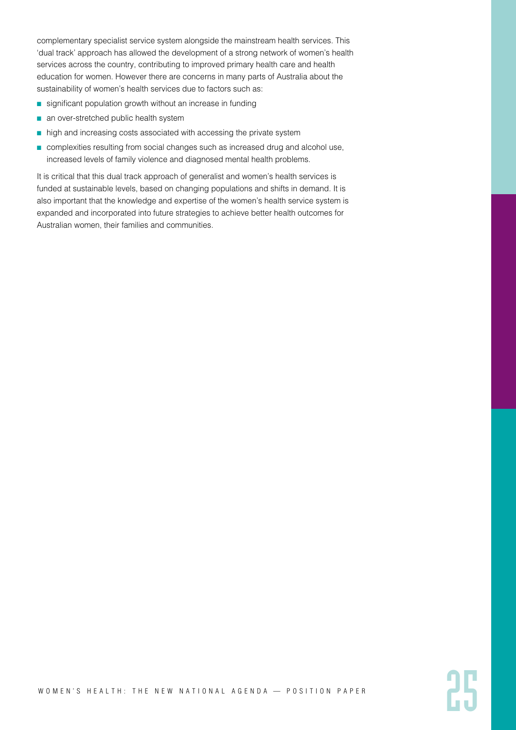complementary specialist service system alongside the mainstream health services. This 'dual track' approach has allowed the development of a strong network of women's health services across the country, contributing to improved primary health care and health education for women. However there are concerns in many parts of Australia about the sustainability of women's health services due to factors such as:

- significant population growth without an increase in funding
- an over-stretched public health system
- high and increasing costs associated with accessing the private system
- complexities resulting from social changes such as increased drug and alcohol use, increased levels of family violence and diagnosed mental health problems.

It is critical that this dual track approach of generalist and women's health services is funded at sustainable levels, based on changing populations and shifts in demand. It is also important that the knowledge and expertise of the women's health service system is expanded and incorporated into future strategies to achieve better health outcomes for Australian women, their families and communities.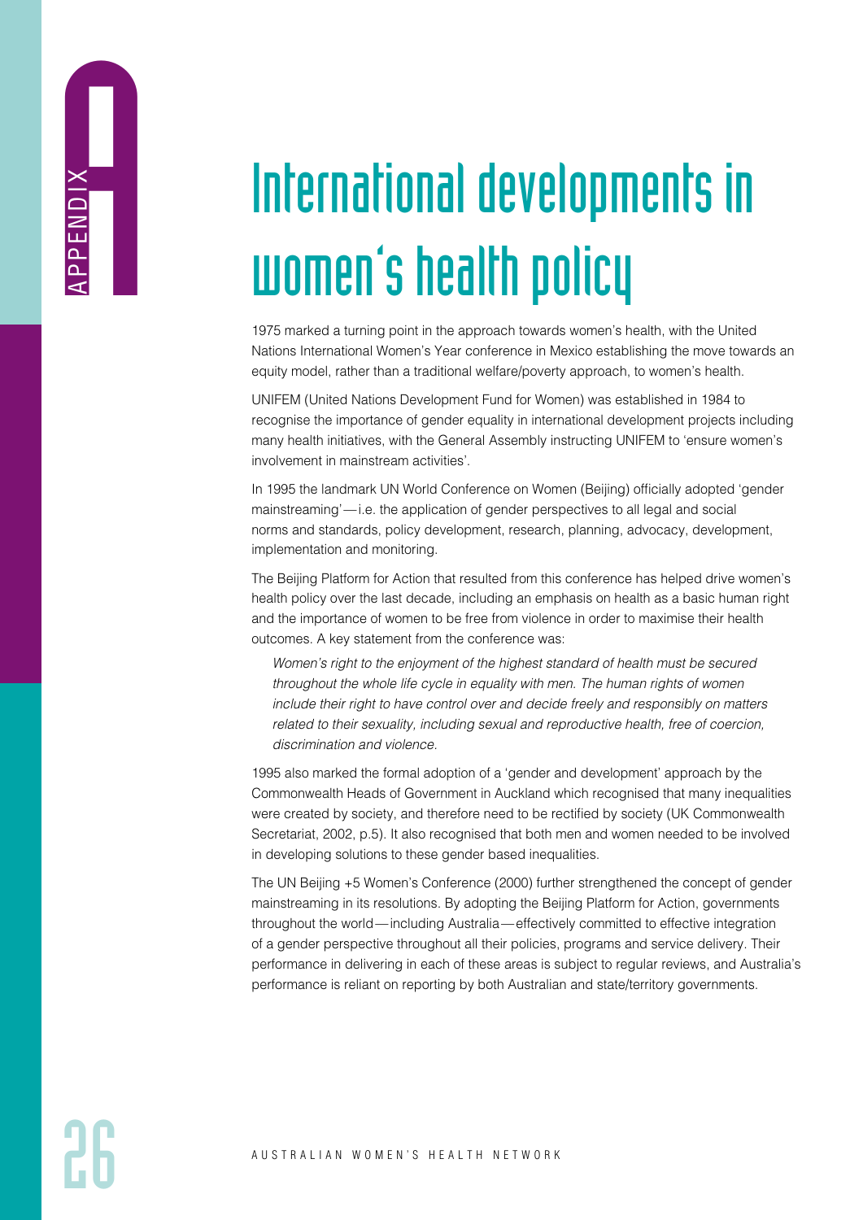# APPENDIX A

# International developments in women's health policy

1975 marked a turning point in the approach towards women's health, with the United Nations International Women's Year conference in Mexico establishing the move towards an equity model, rather than a traditional welfare/poverty approach, to women's health.

UNIFEM (United Nations Development Fund for Women) was established in 1984 to recognise the importance of gender equality in international development projects including many health initiatives, with the General Assembly instructing UNIFEM to 'ensure women's involvement in mainstream activities'.

In 1995 the landmark UN World Conference on Women (Beijing) officially adopted 'gender mainstreaming'—i.e. the application of gender perspectives to all legal and social norms and standards, policy development, research, planning, advocacy, development, implementation and monitoring.

The Beijing Platform for Action that resulted from this conference has helped drive women's health policy over the last decade, including an emphasis on health as a basic human right and the importance of women to be free from violence in order to maximise their health outcomes. A key statement from the conference was:

> *Women's right to the enjoyment of the highest standard of health must be secured throughout the whole life cycle in equality with men. The human rights of women include their right to have control over and decide freely and responsibly on matters related to their sexuality, including sexual and reproductive health, free of coercion, discrimination and violence.*

1995 also marked the formal adoption of a 'gender and development' approach by the Commonwealth Heads of Government in Auckland which recognised that many inequalities were created by society, and therefore need to be rectified by society (UK Commonwealth Secretariat, 2002, p.5). It also recognised that both men and women needed to be involved in developing solutions to these gender based inequalities.

The UN Beijing +5 Women's Conference (2000) further strengthened the concept of gender mainstreaming in its resolutions. By adopting the Beijing Platform for Action, governments throughout the world—including Australia—effectively committed to effective integration of a gender perspective throughout all their policies, programs and service delivery. Their performance in delivering in each of these areas is subject to regular reviews, and Australia's performance is reliant on reporting by both Australian and state/territory governments.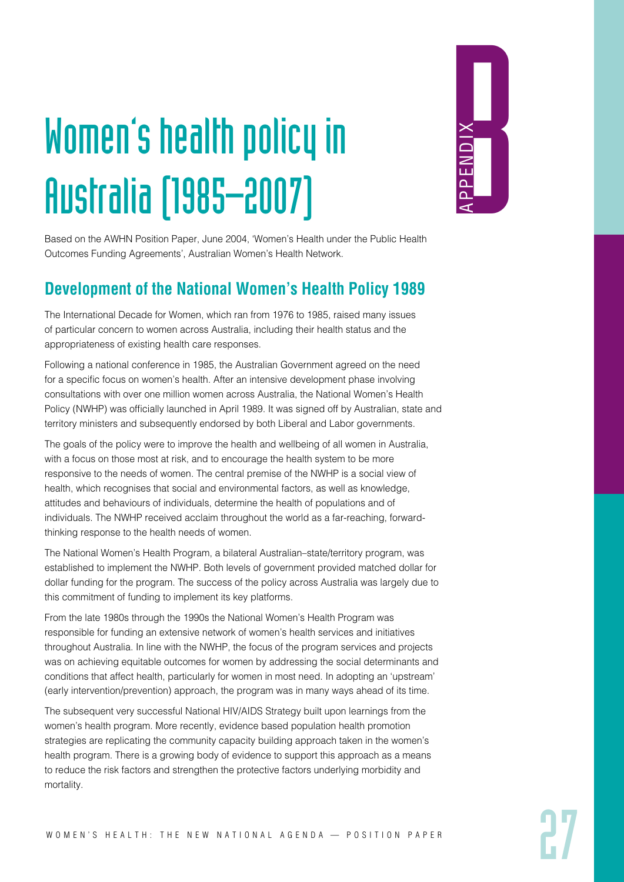# Women's health policy in Australia (1985–2007)

APPENDIX B

Based on the AWHN Position Paper, June 2004, 'Women's Health under the Public Health Outcomes Funding Agreements', Australian Women's Health Network.

## Development of the National Women's Health Policy 1989

The International Decade for Women, which ran from 1976 to 1985, raised many issues of particular concern to women across Australia, including their health status and the appropriateness of existing health care responses.

Following a national conference in 1985, the Australian Government agreed on the need for a specific focus on women's health. After an intensive development phase involving consultations with over one million women across Australia, the National Women's Health Policy (NWHP) was officially launched in April 1989. It was signed off by Australian, state and territory ministers and subsequently endorsed by both Liberal and Labor governments.

The goals of the policy were to improve the health and wellbeing of all women in Australia, with a focus on those most at risk, and to encourage the health system to be more responsive to the needs of women. The central premise of the NWHP is a social view of health, which recognises that social and environmental factors, as well as knowledge, attitudes and behaviours of individuals, determine the health of populations and of individuals. The NWHP received acclaim throughout the world as a far-reaching, forward-thinking response to the health needs of women.

The National Women's Health Program, a bilateral Australian–state/territory program, was established to implement the NWHP. Both levels of government provided matched dollar for dollar funding for the program. The success of the policy across Australia was largely due to this commitment of funding to implement its key platforms.

From the late 1980s through the 1990s the National Women's Health Program was responsible for funding an extensive network of women's health services and initiatives throughout Australia. In line with the NWHP, the focus of the program services and projects was on achieving equitable outcomes for women by addressing the social determinants and conditions that affect health, particularly for women in most need. In adopting an 'upstream' (early intervention/prevention) approach, the program was in many ways ahead of its time.

The subsequent very successful National HIV/AIDS Strategy built upon learnings from the women's health program. More recently, evidence based population health promotion strategies are replicating the community capacity building approach taken in the women's health program. There is a growing body of evidence to support this approach as a means to reduce the risk factors and strengthen the protective factors underlying morbidity and mortality.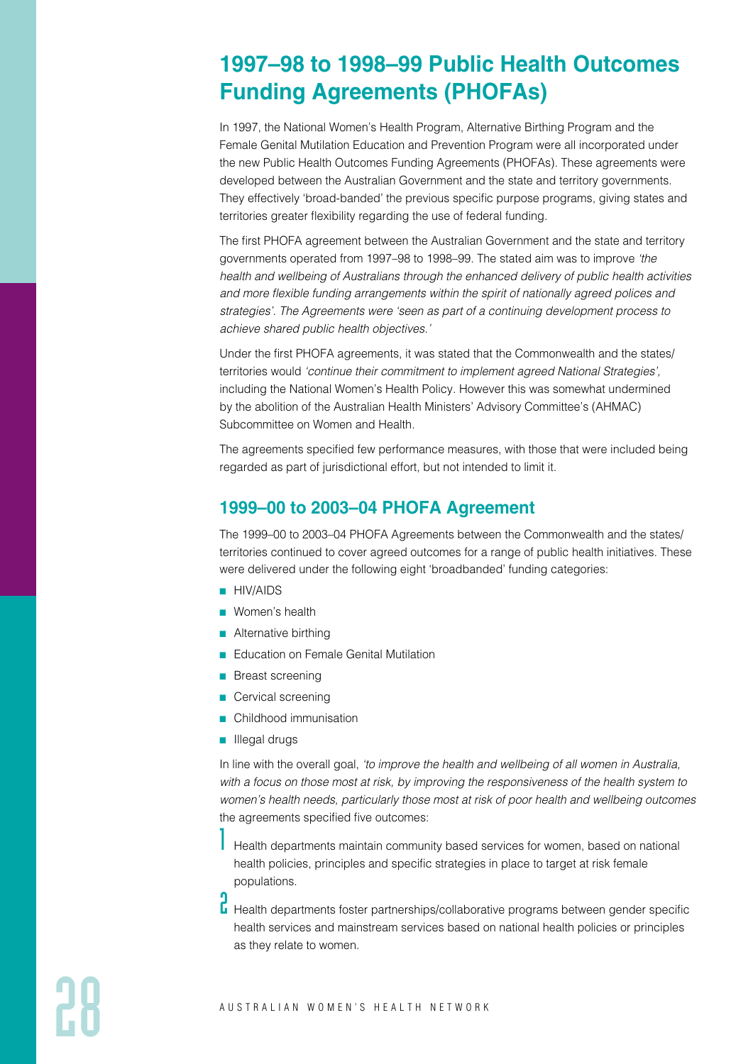# 1997–98 to 1998–99 Public Health Outcomes Funding Agreements (PHOFAs)

In 1997, the National Women's Health Program, Alternative Birthing Program and the Female Genital Mutilation Education and Prevention Program were all incorporated under the new Public Health Outcomes Funding Agreements (PHOFAs). These agreements were developed between the Australian Government and the state and territory governments. They effectively 'broad-banded' the previous specific purpose programs, giving states and territories greater flexibility regarding the use of federal funding.

The first PHOFA agreement between the Australian Government and the state and territory governments operated from 1997–98 to 1998–99. The stated aim was to improve *'the health and wellbeing of Australians through the enhanced delivery of public health activities and more flexible funding arrangements within the spirit of nationally agreed polices and strategies'. The Agreements were 'seen as part of a continuing development process to achieve shared public health objectives.'*

Under the first PHOFA agreements, it was stated that the Commonwealth and the states/territories would *'continue their commitment to implement agreed National Strategies',* including the National Women's Health Policy. However this was somewhat undermined by the abolition of the Australian Health Ministers' Advisory Committee's (AHMAC) Subcommittee on Women and Health.

The agreements specified few performance measures, with those that were included being regarded as part of jurisdictional effort, but not intended to limit it.

## 1999–00 to 2003–04 PHOFA Agreement

The 1999–00 to 2003–04 PHOFA Agreements between the Commonwealth and the states/territories continued to cover agreed outcomes for a range of public health initiatives. These were delivered under the following eight 'broadbanded' funding categories:

- HIV/AIDS
- Women's health
- Alternative birthing
- Education on Female Genital Mutilation
- Breast screening
- Cervical screening
- Childhood immunisation
- Illegal drugs

In line with the overall goal, *'to improve the health and wellbeing of all women in Australia, with a focus on those most at risk, by improving the responsiveness of the health system to women's health needs, particularly those most at risk of poor health and wellbeing outcomes* the agreements specified five outcomes:

1. Health departments maintain community based services for women, based on national health policies, principles and specific strategies in place to target at risk female populations.
2. Health departments foster partnerships/collaborative programs between gender specific health services and mainstream services based on national health policies or principles as they relate to women.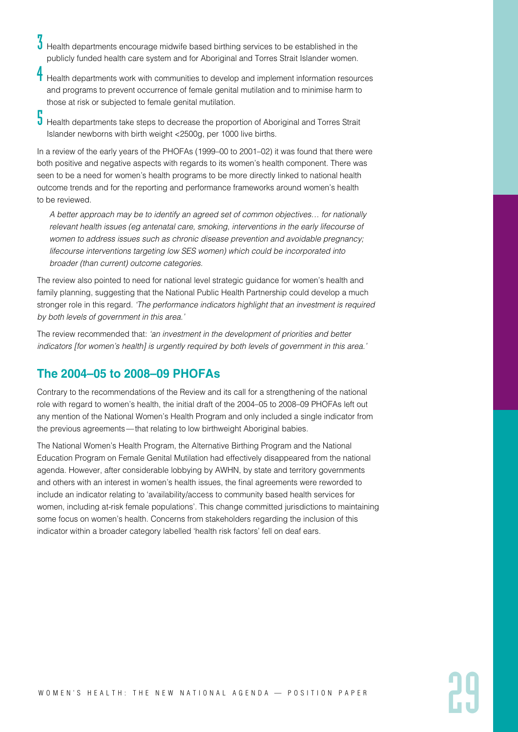3. Health departments encourage midwife based birthing services to be established in the publicly funded health care system and for Aboriginal and Torres Strait Islander women.
4. Health departments work with communities to develop and implement information resources and programs to prevent occurrence of female genital mutilation and to minimise harm to those at risk or subjected to female genital mutilation.
5. Health departments take steps to decrease the proportion of Aboriginal and Torres Strait Islander newborns with birth weight <2500g, per 1000 live births.

In a review of the early years of the PHOFAs (1999–00 to 2001–02) it was found that there were both positive and negative aspects with regards to its women's health component. There was seen to be a need for women's health programs to be more directly linked to national health outcome trends and for the reporting and performance frameworks around women's health to be reviewed.

> *A better approach may be to identify an agreed set of common objectives… for nationally relevant health issues (eg antenatal care, smoking, interventions in the early lifecourse of women to address issues such as chronic disease prevention and avoidable pregnancy; lifecourse interventions targeting low SES women) which could be incorporated into broader (than current) outcome categories.*

The review also pointed to need for national level strategic guidance for women's health and family planning, suggesting that the National Public Health Partnership could develop a much stronger role in this regard. *'The performance indicators highlight that an investment is required by both levels of government in this area.'*

The review recommended that: *'an investment in the development of priorities and better indicators [for women's health] is urgently required by both levels of government in this area.'*

## The 2004–05 to 2008–09 PHOFAs

Contrary to the recommendations of the Review and its call for a strengthening of the national role with regard to women's health, the initial draft of the 2004–05 to 2008–09 PHOFAs left out any mention of the National Women's Health Program and only included a single indicator from the previous agreements — that relating to low birthweight Aboriginal babies.

The National Women's Health Program, the Alternative Birthing Program and the National Education Program on Female Genital Mutilation had effectively disappeared from the national agenda. However, after considerable lobbying by AWHN, by state and territory governments and others with an interest in women's health issues, the final agreements were reworded to include an indicator relating to 'availability/access to community based health services for women, including at-risk female populations'. This change committed jurisdictions to maintaining some focus on women's health. Concerns from stakeholders regarding the inclusion of this indicator within a broader category labelled 'health risk factors' fell on deaf ears.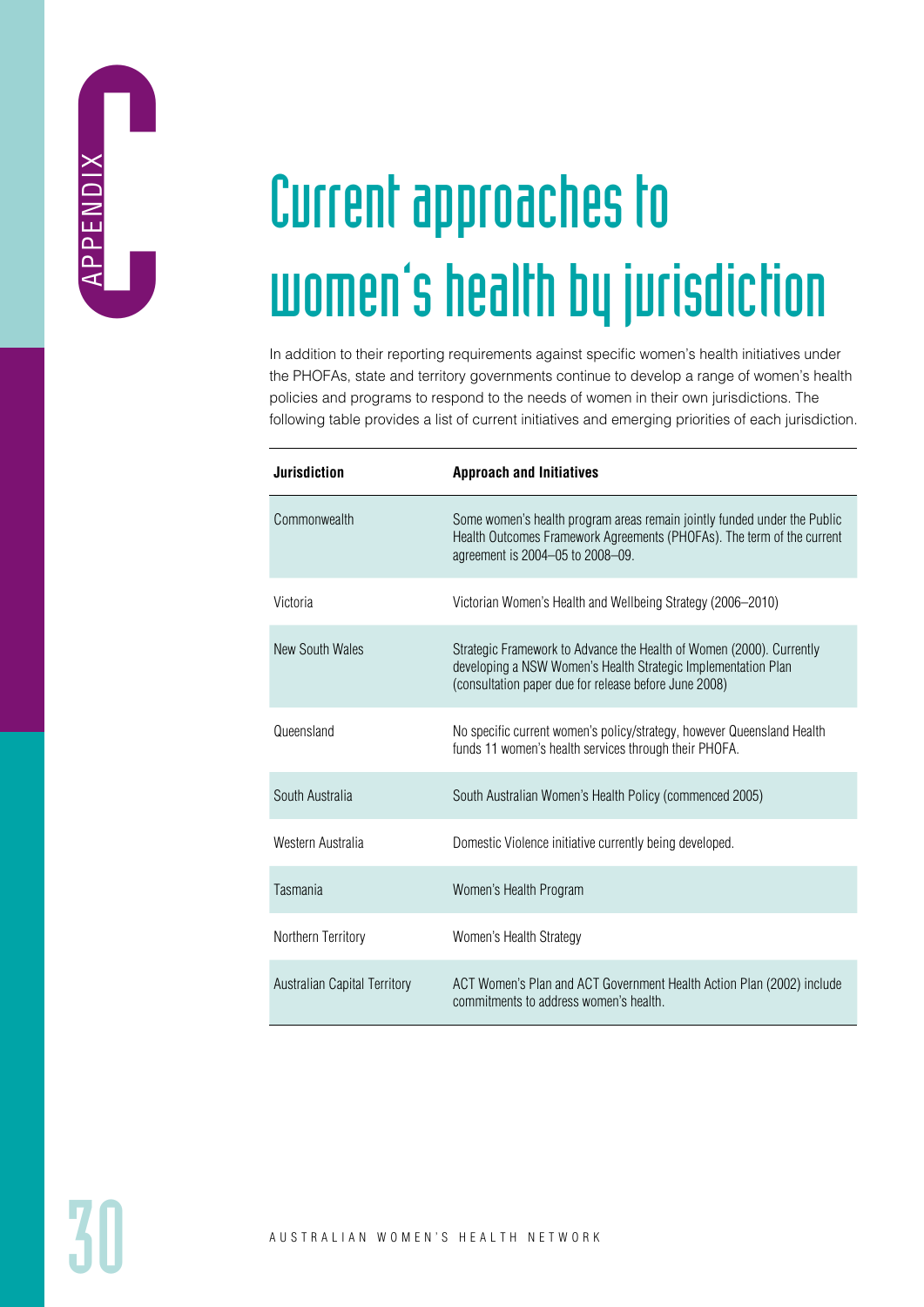APPENDIX C

# Current approaches to women's health by jurisdiction

In addition to their reporting requirements against specific women's health initiatives under the PHOFAs, state and territory governments continue to develop a range of women's health policies and programs to respond to the needs of women in their own jurisdictions. The following table provides a list of current initiatives and emerging priorities of each jurisdiction.

| Jurisdiction | Approach and Initiatives |
|---|---|
| Commonwealth | Some women's health program areas remain jointly funded under the Public Health Outcomes Framework Agreements (PHOFAs). The term of the current agreement is 2004–05 to 2008–09. |
| Victoria | Victorian Women's Health and Wellbeing Strategy (2006–2010) |
| New South Wales | Strategic Framework to Advance the Health of Women (2000). Currently developing a NSW Women's Health Strategic Implementation Plan (consultation paper due for release before June 2008) |
| Queensland | No specific current women's policy/strategy, however Queensland Health funds 11 women's health services through their PHOFA. |
| South Australia | South Australian Women's Health Policy (commenced 2005) |
| Western Australia | Domestic Violence initiative currently being developed. |
| Tasmania | Women's Health Program |
| Northern Territory | Women's Health Strategy |
| Australian Capital Territory | ACT Women's Plan and ACT Government Health Action Plan (2002) include commitments to address women's health. |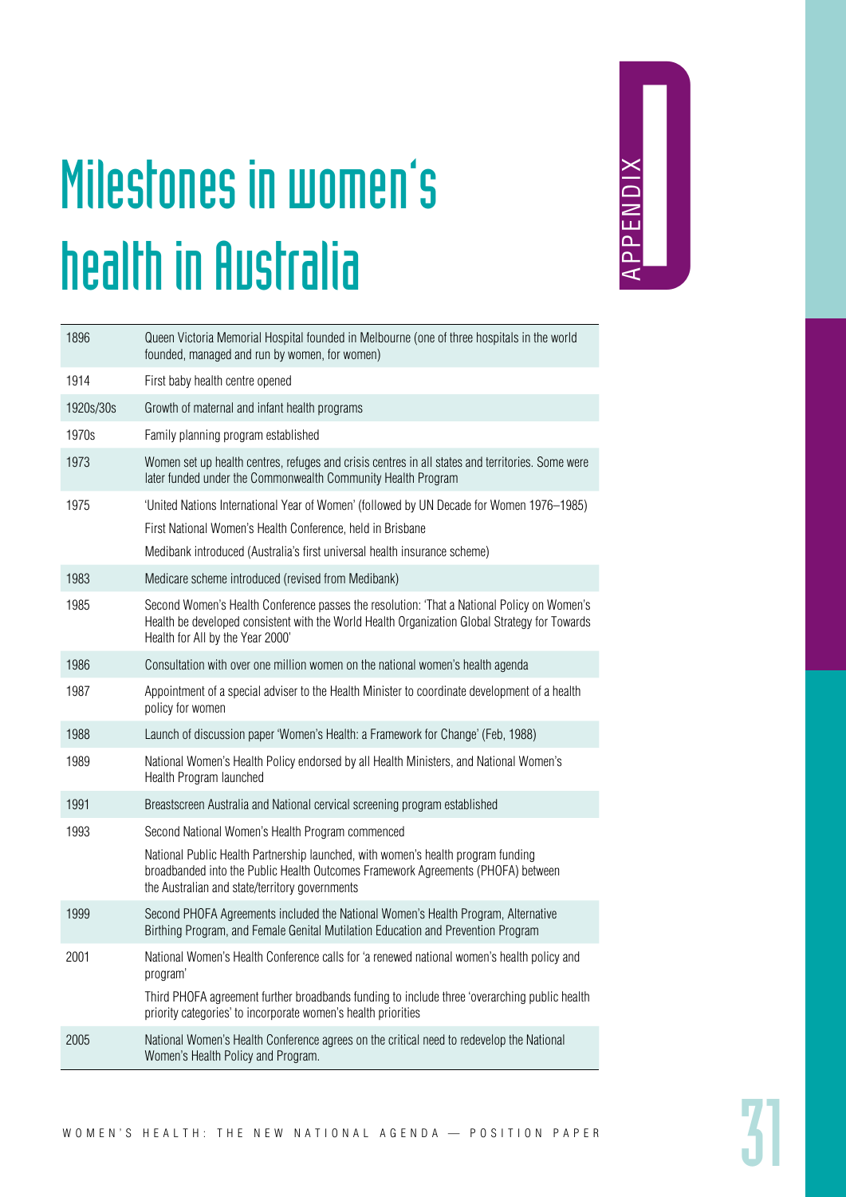# Milestones in women's health in Australia

APPENDIX D

| | |
|---|---|
| 1896 | Queen Victoria Memorial Hospital founded in Melbourne (one of three hospitals in the world founded, managed and run by women, for women) |
| 1914 | First baby health centre opened |
| 1920s/30s | Growth of maternal and infant health programs |
| 1970s | Family planning program established |
| 1973 | Women set up health centres, refuges and crisis centres in all states and territories. Some were later funded under the Commonwealth Community Health Program |
| 1975 | 'United Nations International Year of Women' (followed by UN Decade for Women 1976–1985)<br>First National Women's Health Conference, held in Brisbane<br>Medibank introduced (Australia's first universal health insurance scheme) |
| 1983 | Medicare scheme introduced (revised from Medibank) |
| 1985 | Second Women's Health Conference passes the resolution: 'That a National Policy on Women's Health be developed consistent with the World Health Organization Global Strategy for Towards Health for All by the Year 2000' |
| 1986 | Consultation with over one million women on the national women's health agenda |
| 1987 | Appointment of a special adviser to the Health Minister to coordinate development of a health policy for women |
| 1988 | Launch of discussion paper 'Women's Health: a Framework for Change' (Feb, 1988) |
| 1989 | National Women's Health Policy endorsed by all Health Ministers, and National Women's Health Program launched |
| 1991 | Breastscreen Australia and National cervical screening program established |
| 1993 | Second National Women's Health Program commenced<br>National Public Health Partnership launched, with women's health program funding broadbanded into the Public Health Outcomes Framework Agreements (PHOFA) between the Australian and state/territory governments |
| 1999 | Second PHOFA Agreements included the National Women's Health Program, Alternative Birthing Program, and Female Genital Mutilation Education and Prevention Program |
| 2001 | National Women's Health Conference calls for 'a renewed national women's health policy and program'<br>Third PHOFA agreement further broadbands funding to include three 'overarching public health priority categories' to incorporate women's health priorities |
| 2005 | National Women's Health Conference agrees on the critical need to redevelop the National Women's Health Policy and Program. |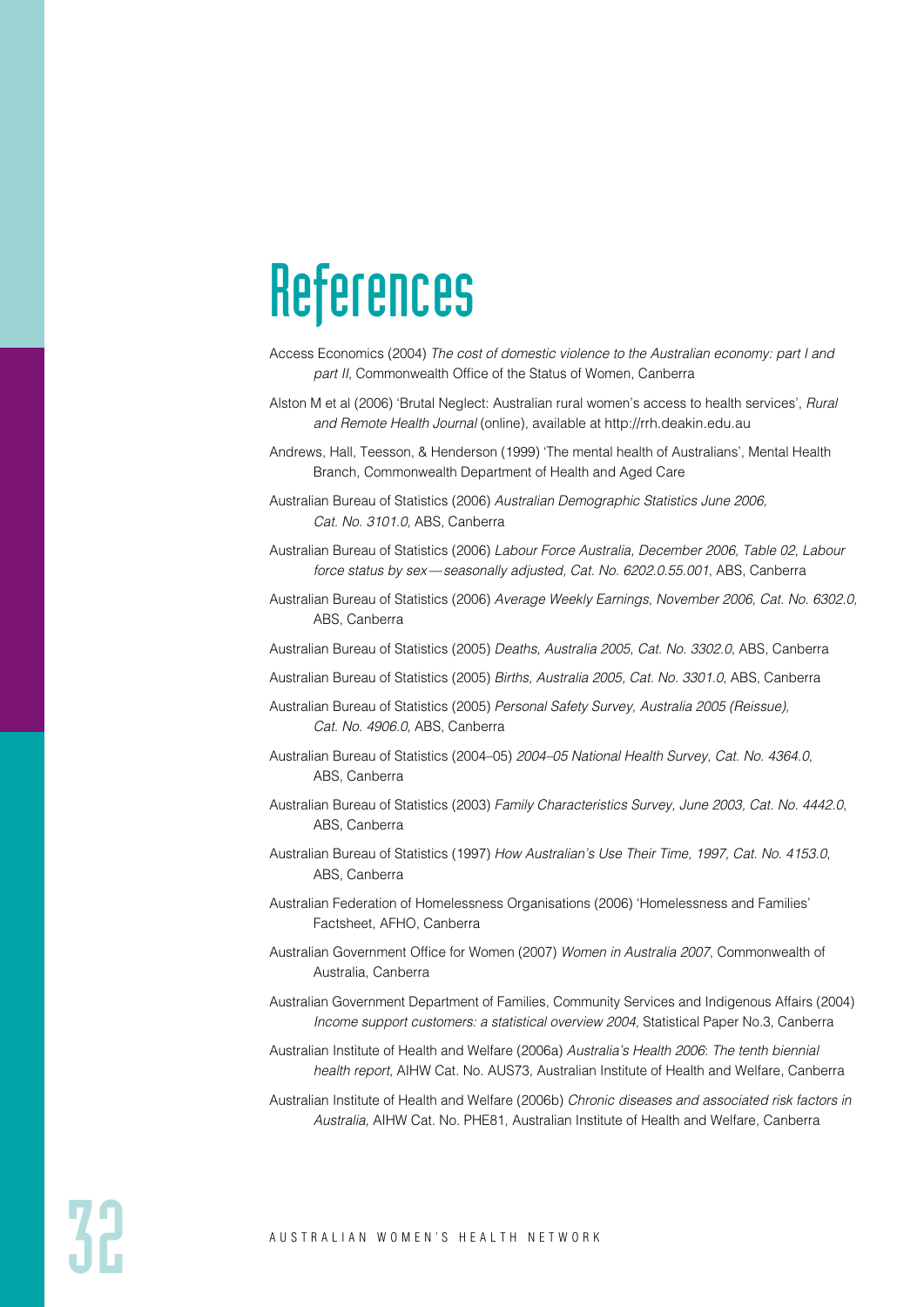# References

Access Economics (2004) *The cost of domestic violence to the Australian economy: part I and part II*, Commonwealth Office of the Status of Women, Canberra

Alston M et al (2006) 'Brutal Neglect: Australian rural women's access to health services', *Rural and Remote Health Journal* (online), available at http://rrh.deakin.edu.au

Andrews, Hall, Teesson, & Henderson (1999) 'The mental health of Australians', Mental Health Branch, Commonwealth Department of Health and Aged Care

Australian Bureau of Statistics (2006) *Australian Demographic Statistics June 2006, Cat. No. 3101.0*, ABS, Canberra

Australian Bureau of Statistics (2006) *Labour Force Australia, December 2006, Table 02, Labour force status by sex—seasonally adjusted, Cat. No. 6202.0.55.001*, ABS, Canberra

Australian Bureau of Statistics (2006) *Average Weekly Earnings, November 2006, Cat. No. 6302.0,* ABS, Canberra

Australian Bureau of Statistics (2005) *Deaths, Australia 2005, Cat. No. 3302.0*, ABS, Canberra

Australian Bureau of Statistics (2005) *Births, Australia 2005, Cat. No. 3301.0*, ABS, Canberra

Australian Bureau of Statistics (2005) *Personal Safety Survey, Australia 2005 (Reissue), Cat. No. 4906.0*, ABS, Canberra

Australian Bureau of Statistics (2004–05) *2004–05 National Health Survey, Cat. No. 4364.0*, ABS, Canberra

Australian Bureau of Statistics (2003) *Family Characteristics Survey, June 2003, Cat. No. 4442.0*, ABS, Canberra

Australian Bureau of Statistics (1997) *How Australian's Use Their Time, 1997, Cat. No. 4153.0*, ABS, Canberra

Australian Federation of Homelessness Organisations (2006) 'Homelessness and Families' Factsheet, AFHO, Canberra

Australian Government Office for Women (2007) *Women in Australia 2007*, Commonwealth of Australia, Canberra

Australian Government Department of Families, Community Services and Indigenous Affairs (2004) *Income support customers: a statistical overview 2004*, Statistical Paper No.3, Canberra

Australian Institute of Health and Welfare (2006a) *Australia's Health 2006: The tenth biennial health report*, AIHW Cat. No. AUS73, Australian Institute of Health and Welfare, Canberra

Australian Institute of Health and Welfare (2006b) *Chronic diseases and associated risk factors in Australia*, AIHW Cat. No. PHE81, Australian Institute of Health and Welfare, Canberra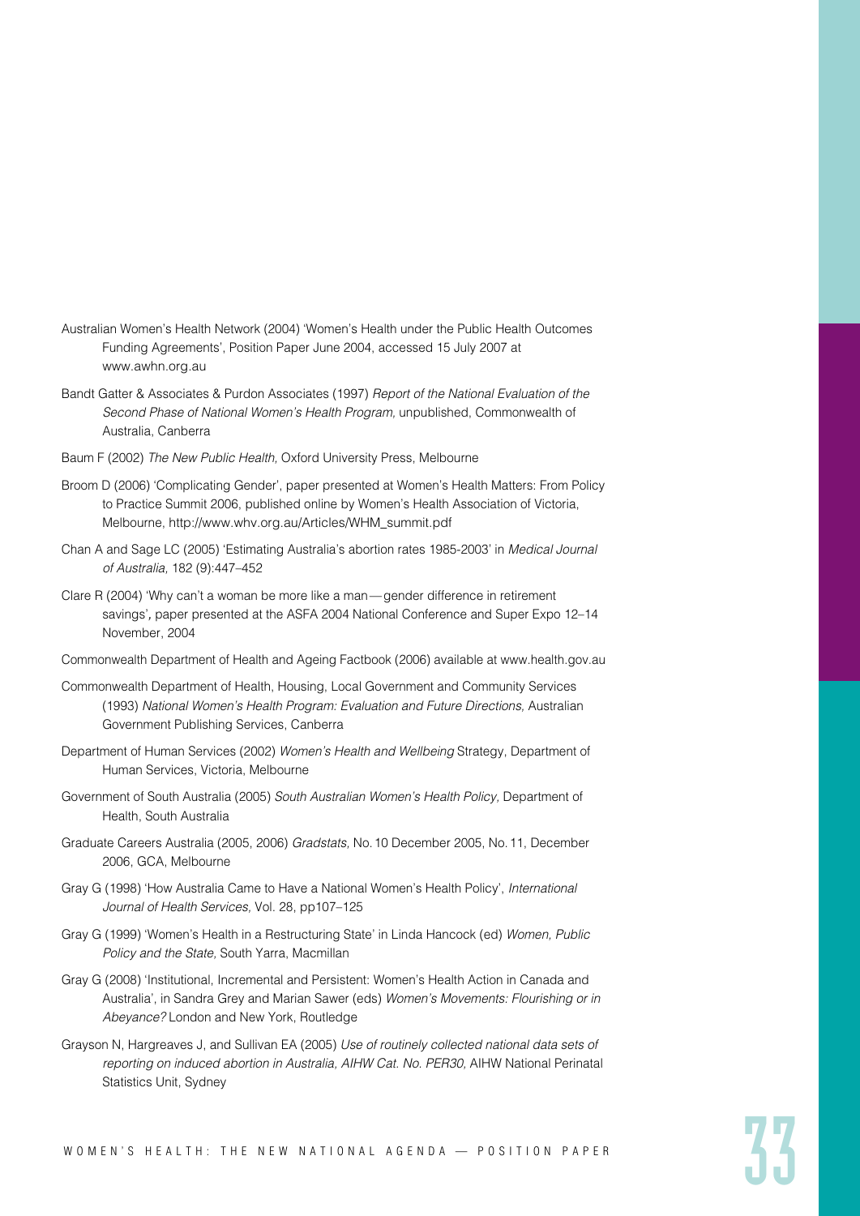Australian Women's Health Network (2004) 'Women's Health under the Public Health Outcomes Funding Agreements', Position Paper June 2004, accessed 15 July 2007 at www.awhn.org.au

Bandt Gatter & Associates & Purdon Associates (1997) *Report of the National Evaluation of the Second Phase of National Women's Health Program,* unpublished, Commonwealth of Australia, Canberra

Baum F (2002) *The New Public Health,* Oxford University Press, Melbourne

Broom D (2006) 'Complicating Gender', paper presented at Women's Health Matters: From Policy to Practice Summit 2006, published online by Women's Health Association of Victoria, Melbourne, http://www.whv.org.au/Articles/WHM_summit.pdf

Chan A and Sage LC (2005) 'Estimating Australia's abortion rates 1985-2003' in *Medical Journal of Australia,* 182 (9):447–452

Clare R (2004) 'Why can't a woman be more like a man—gender difference in retirement savings', paper presented at the ASFA 2004 National Conference and Super Expo 12–14 November, 2004

Commonwealth Department of Health and Ageing Factbook (2006) available at www.health.gov.au

Commonwealth Department of Health, Housing, Local Government and Community Services (1993) *National Women's Health Program: Evaluation and Future Directions,* Australian Government Publishing Services, Canberra

Department of Human Services (2002) *Women's Health and Wellbeing* Strategy, Department of Human Services, Victoria, Melbourne

Government of South Australia (2005) *South Australian Women's Health Policy,* Department of Health, South Australia

Graduate Careers Australia (2005, 2006) *Gradstats,* No. 10 December 2005, No. 11, December 2006, GCA, Melbourne

Gray G (1998) 'How Australia Came to Have a National Women's Health Policy', *International Journal of Health Services,* Vol. 28, pp107–125

Gray G (1999) 'Women's Health in a Restructuring State' in Linda Hancock (ed) *Women, Public Policy and the State,* South Yarra, Macmillan

Gray G (2008) 'Institutional, Incremental and Persistent: Women's Health Action in Canada and Australia', in Sandra Grey and Marian Sawer (eds) *Women's Movements: Flourishing or in Abeyance?* London and New York, Routledge

Grayson N, Hargreaves J, and Sullivan EA (2005) *Use of routinely collected national data sets of reporting on induced abortion in Australia, AIHW Cat. No. PER30,* AIHW National Perinatal Statistics Unit, Sydney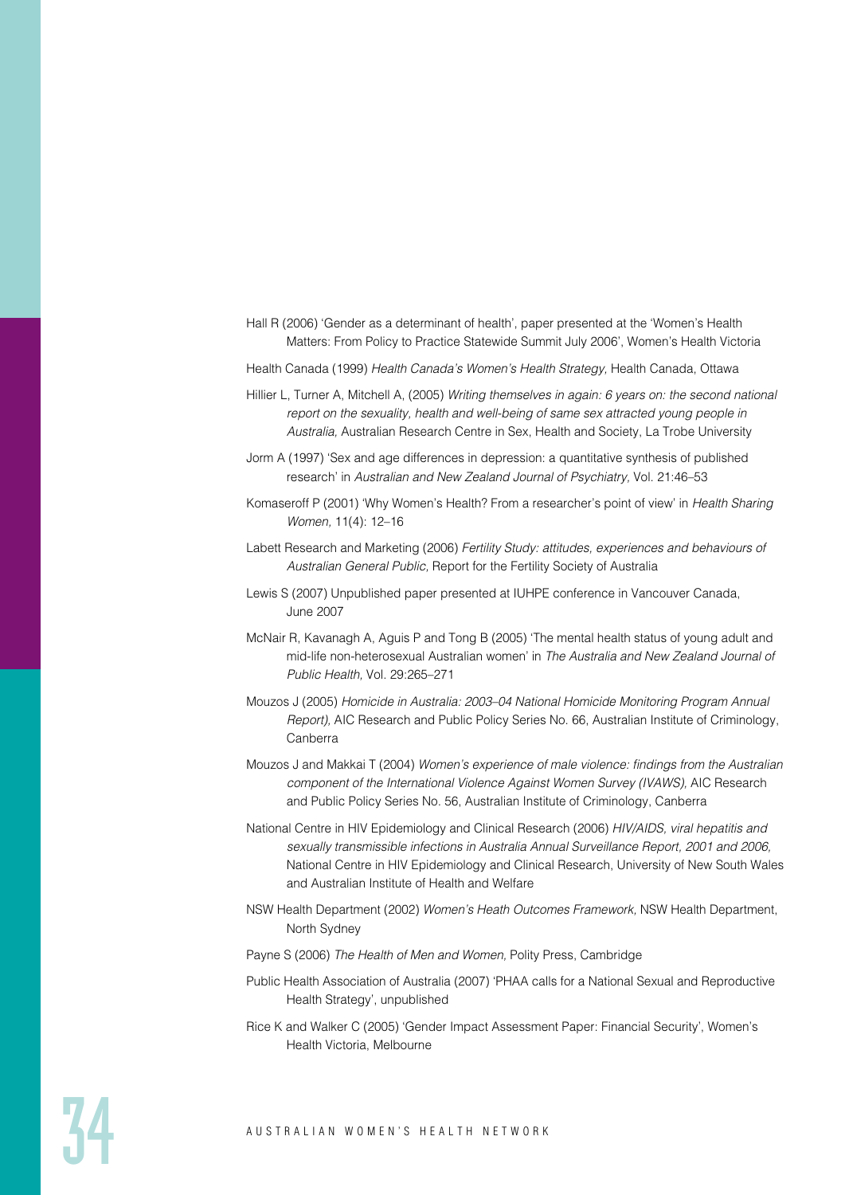Hall R (2006) 'Gender as a determinant of health', paper presented at the 'Women's Health Matters: From Policy to Practice Statewide Summit July 2006', Women's Health Victoria

Health Canada (1999) *Health Canada's Women's Health Strategy,* Health Canada, Ottawa

Hillier L, Turner A, Mitchell A, (2005) *Writing themselves in again: 6 years on: the second national report on the sexuality, health and well-being of same sex attracted young people in Australia,* Australian Research Centre in Sex, Health and Society, La Trobe University

Jorm A (1997) 'Sex and age differences in depression: a quantitative synthesis of published research' in *Australian and New Zealand Journal of Psychiatry,* Vol. 21:46–53

Komaseroff P (2001) 'Why Women's Health? From a researcher's point of view' in *Health Sharing Women,* 11(4): 12–16

Labett Research and Marketing (2006) *Fertility Study: attitudes, experiences and behaviours of Australian General Public,* Report for the Fertility Society of Australia

Lewis S (2007) Unpublished paper presented at IUHPE conference in Vancouver Canada, June 2007

McNair R, Kavanagh A, Aguis P and Tong B (2005) 'The mental health status of young adult and mid-life non-heterosexual Australian women' in *The Australia and New Zealand Journal of Public Health,* Vol. 29:265–271

Mouzos J (2005) *Homicide in Australia: 2003–04 National Homicide Monitoring Program Annual Report),* AIC Research and Public Policy Series No. 66, Australian Institute of Criminology, Canberra

Mouzos J and Makkai T (2004) *Women's experience of male violence: findings from the Australian component of the International Violence Against Women Survey (IVAWS),* AIC Research and Public Policy Series No. 56, Australian Institute of Criminology, Canberra

National Centre in HIV Epidemiology and Clinical Research (2006) *HIV/AIDS, viral hepatitis and sexually transmissible infections in Australia Annual Surveillance Report, 2001 and 2006,* National Centre in HIV Epidemiology and Clinical Research, University of New South Wales and Australian Institute of Health and Welfare

NSW Health Department (2002) *Women's Heath Outcomes Framework,* NSW Health Department, North Sydney

Payne S (2006) *The Health of Men and Women,* Polity Press, Cambridge

Public Health Association of Australia (2007) 'PHAA calls for a National Sexual and Reproductive Health Strategy', unpublished

Rice K and Walker C (2005) 'Gender Impact Assessment Paper: Financial Security', Women's Health Victoria, Melbourne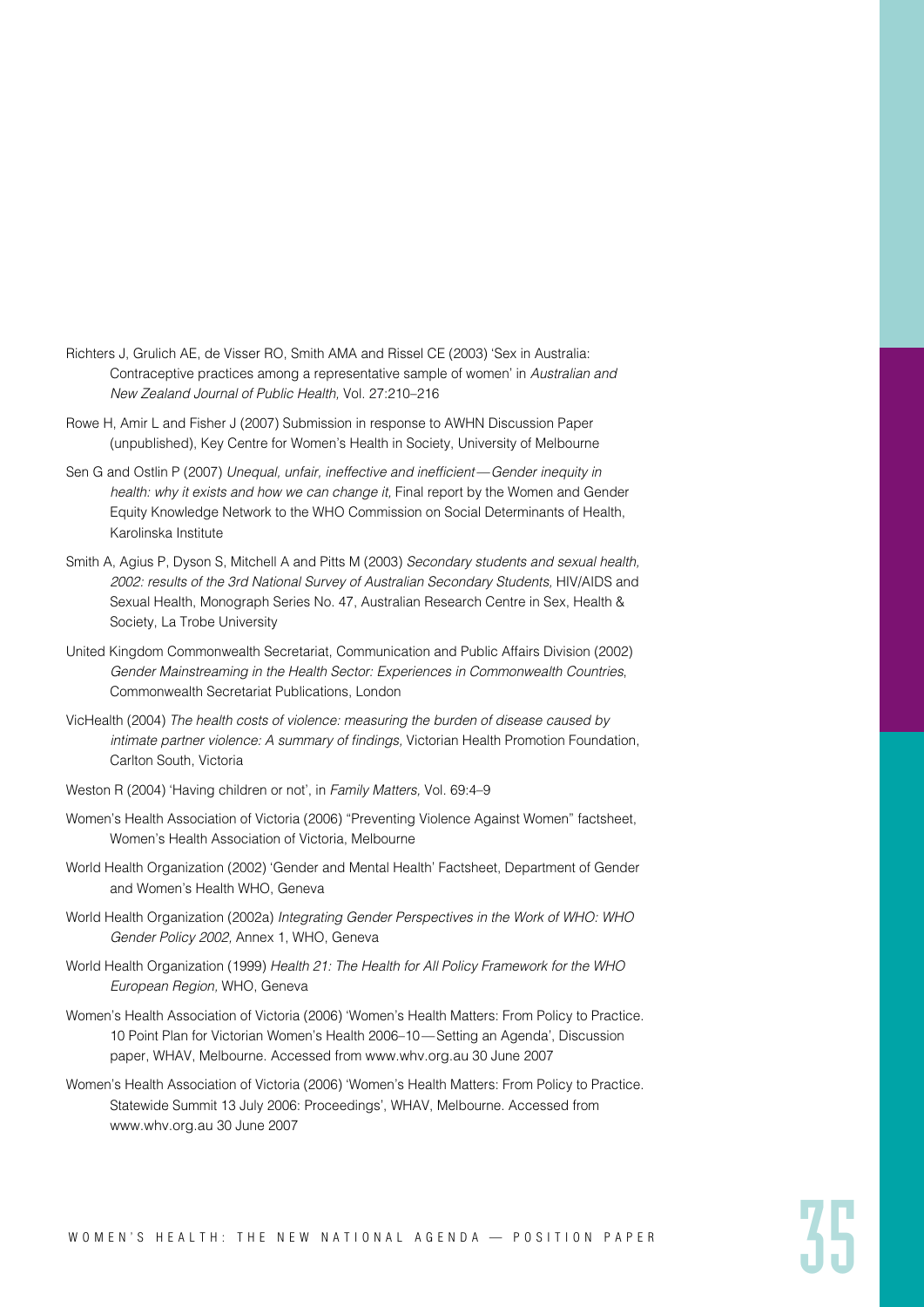Richters J, Grulich AE, de Visser RO, Smith AMA and Rissel CE (2003) 'Sex in Australia: Contraceptive practices among a representative sample of women' in *Australian and New Zealand Journal of Public Health,* Vol. 27:210–216

Rowe H, Amir L and Fisher J (2007) Submission in response to AWHN Discussion Paper (unpublished), Key Centre for Women's Health in Society, University of Melbourne

Sen G and Ostlin P (2007) *Unequal, unfair, ineffective and inefficient — Gender inequity in health: why it exists and how we can change it,* Final report by the Women and Gender Equity Knowledge Network to the WHO Commission on Social Determinants of Health, Karolinska Institute

Smith A, Agius P, Dyson S, Mitchell A and Pitts M (2003) *Secondary students and sexual health, 2002: results of the 3rd National Survey of Australian Secondary Students,* HIV/AIDS and Sexual Health, Monograph Series No. 47, Australian Research Centre in Sex, Health & Society, La Trobe University

United Kingdom Commonwealth Secretariat, Communication and Public Affairs Division (2002) *Gender Mainstreaming in the Health Sector: Experiences in Commonwealth Countries*, Commonwealth Secretariat Publications, London

VicHealth (2004) *The health costs of violence: measuring the burden of disease caused by intimate partner violence: A summary of findings,* Victorian Health Promotion Foundation, Carlton South, Victoria

Weston R (2004) 'Having children or not', in *Family Matters,* Vol. 69:4–9

Women's Health Association of Victoria (2006) "Preventing Violence Against Women" factsheet, Women's Health Association of Victoria, Melbourne

World Health Organization (2002) 'Gender and Mental Health' Factsheet, Department of Gender and Women's Health WHO, Geneva

World Health Organization (2002a) *Integrating Gender Perspectives in the Work of WHO: WHO Gender Policy 2002,* Annex 1, WHO, Geneva

World Health Organization (1999) *Health 21: The Health for All Policy Framework for the WHO European Region,* WHO, Geneva

Women's Health Association of Victoria (2006) 'Women's Health Matters: From Policy to Practice. 10 Point Plan for Victorian Women's Health 2006–10 — Setting an Agenda', Discussion paper, WHAV, Melbourne. Accessed from www.whv.org.au 30 June 2007

Women's Health Association of Victoria (2006) 'Women's Health Matters: From Policy to Practice. Statewide Summit 13 July 2006: Proceedings', WHAV, Melbourne. Accessed from www.whv.org.au 30 June 2007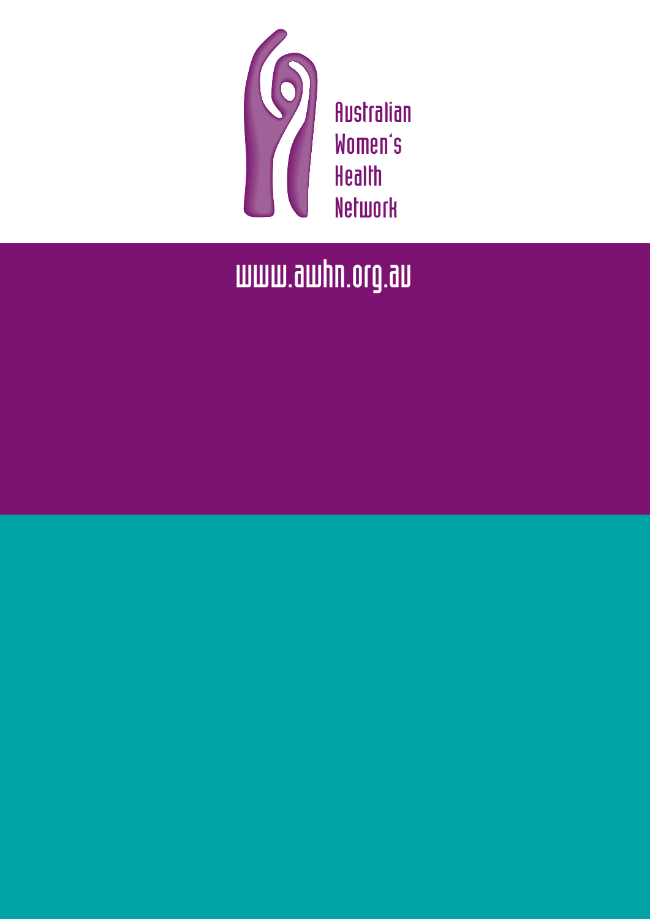Australian Women's Health Network

www.awhn.org.au